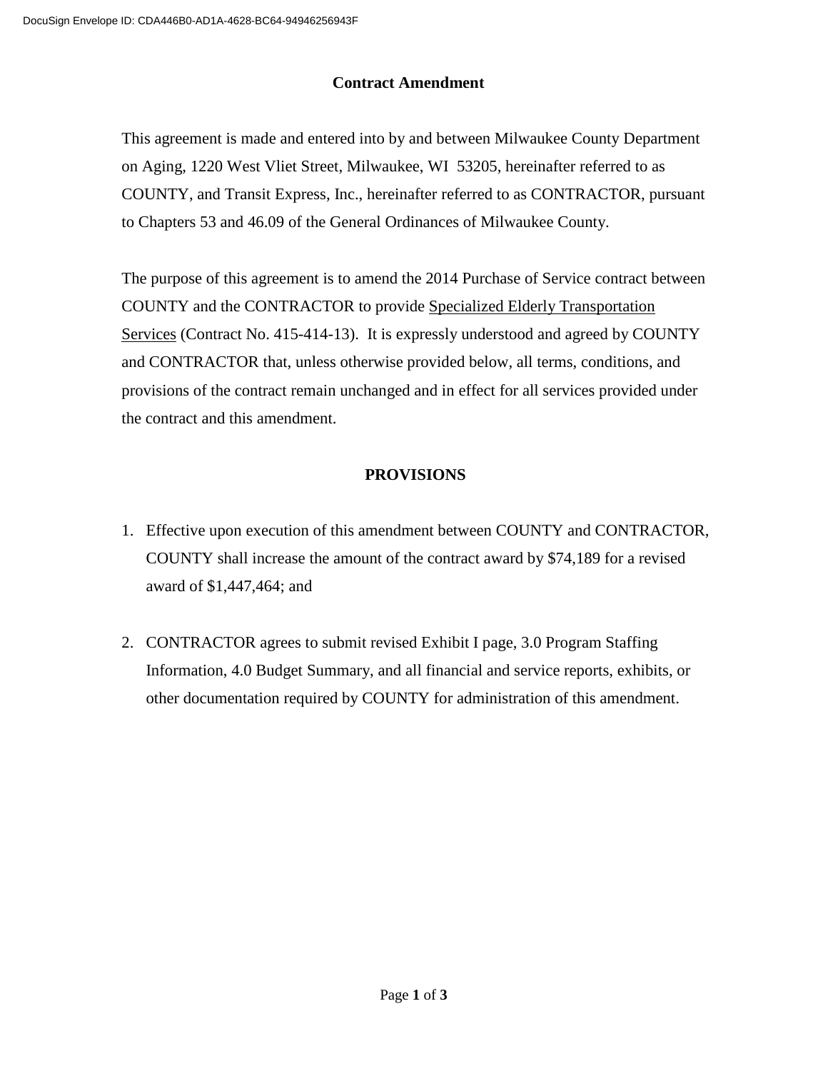DocuSign Envelope ID: CDA446B0-AD1A-4628-BC64-94946256943F

# Contract Amendment

This agreement is made and entered into by and between Milwaukee County Department on Aging, 1220 West Vliet Street, Milwaukee, WI 53205, hereinafter referred to as COUNTY, and Transit Express, Inc., hereinafter referred to as CONTRACTOR, pursuant to Chapters 53 and 46.09 of the General Ordinances of Milwaukee County.

The purpose of this agreement is to amend the 2014 Purchase of Service contract between COUNTY and the CONTRACTOR to provide Specialized Elderly Transportation Services (Contract No. 415-414-13). It is expressly understood and agreed by COUNTY and CONTRACTOR that, unless otherwise provided below, all terms, conditions, and provisions of the contract remain unchanged and in effect for all services provided under the contract and this amendment.

## PROVISIONS

1. Effective upon execution of this amendment between COUNTY and CONTRACTOR, COUNTY shall increase the amount of the contract award by $74,189 for a revised award of $1,447,464; and

2. CONTRACTOR agrees to submit revised Exhibit I page, 3.0 Program Staffing Information, 4.0 Budget Summary, and all financial and service reports, exhibits, or other documentation required by COUNTY for administration of this amendment.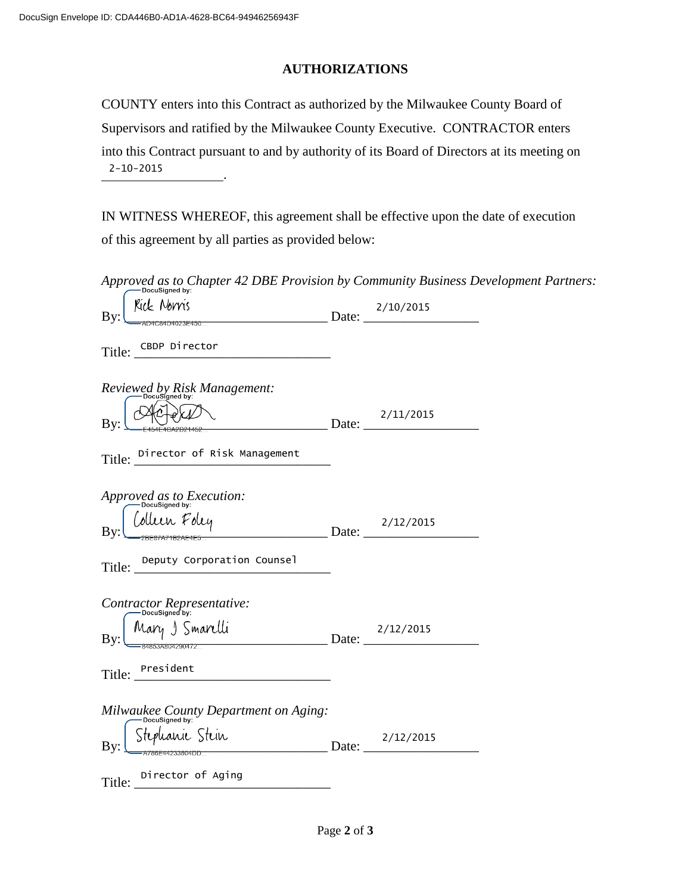DocuSign Envelope ID: CDA446B0-AD1A-4628-BC64-94946256943F

## AUTHORIZATIONS

COUNTY enters into this Contract as authorized by the Milwaukee County Board of Supervisors and ratified by the Milwaukee County Executive. CONTRACTOR enters into this Contract pursuant to and by authority of its Board of Directors at its meeting on 2-10-2015.

IN WITNESS WHEREOF, this agreement shall be effective upon the date of execution of this agreement by all parties as provided below:

*Approved as to Chapter 42 DBE Provision by Community Business Development Partners:*

By: Rick Norris (DocuSigned by: AD4C84D4023E450...) Date: 2/10/2015

Title: CBDP Director

*Reviewed by Risk Management:*

By: [signature] (DocuSigned by: E454E4CA2B21452...) Date: 2/11/2015

Title: Director of Risk Management

*Approved as to Execution:*

By: Colleen Foley (DocuSigned by: 2BE87A71B2AE4E5...) Date: 2/12/2015

Title: Deputy Corporation Counsel

*Contractor Representative:*

By: Mary J Smarelli (DocuSigned by: 84853A804290472...) Date: 2/12/2015

Title: President

*Milwaukee County Department on Aging:*

By: Stephanie Stein (DocuSigned by: A786E44233804DD...) Date: 2/12/2015

Title: Director of Aging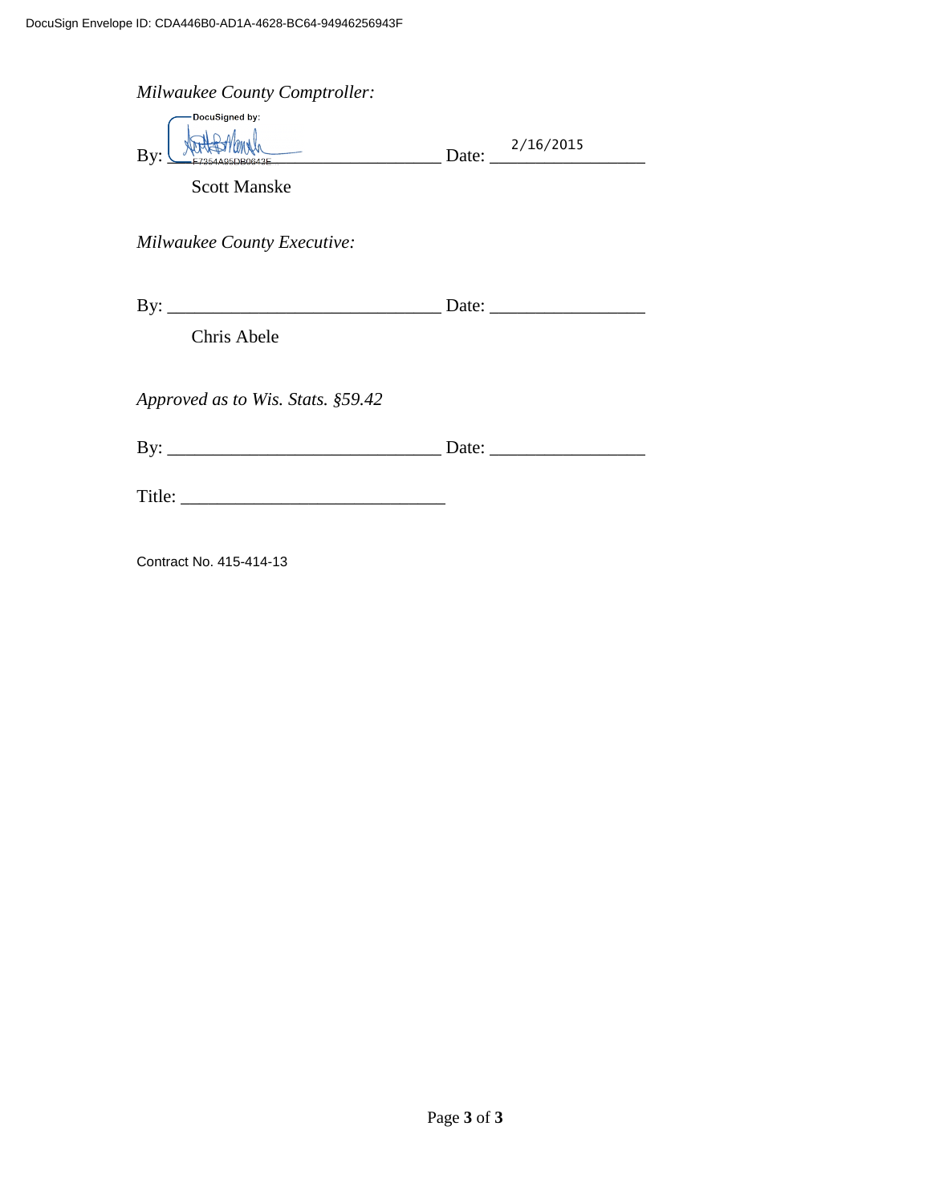DocuSign Envelope ID: CDA446B0-AD1A-4628-BC64-94946256943F

*Milwaukee County Comptroller:*

DocuSigned by:

By: ______________________________ Date: 2/16/2015

F7354A95DB0643E...

Scott Manske

*Milwaukee County Executive:*

By: ______________________________ Date: _________________

Chris Abele

*Approved as to Wis. Stats. §59.42*

By: ______________________________ Date: _________________

Title: ____________________________

Contract No. 415-414-13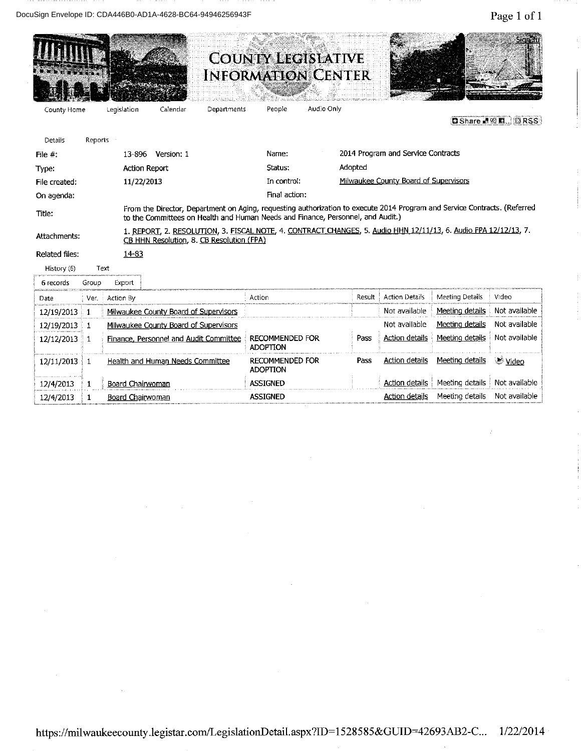# COUNTY LEGISLATIVE INFORMATION CENTER

County Home | Legislation | Calendar | Departments | People | Audio Only

Share | RSS

Details | Reports

| | | | |
|---|---|---|---|
| File #: | 13-896 Version: 1 | Name: | 2014 Program and Service Contracts |
| Type: | Action Report | Status: | Adopted |
| File created: | 11/22/2013 | In control: | Milwaukee County Board of Supervisors |
| On agenda: | | Final action: | |

**Title:** From the Director, Department on Aging, requesting authorization to execute 2014 Program and Service Contracts. (Referred to the Committees on Health and Human Needs and Finance, Personnel, and Audit.)

**Attachments:** 1. REPORT, 2. RESOLUTION, 3. FISCAL NOTE, 4. CONTRACT CHANGES, 5. Audio HHN 12/11/13, 6. Audio FPA 12/12/13, 7. CB HHN Resolution, 8. CB Resolution (FPA)

**Related files:** 14-83

History (6) | Text

6 records | Group | Export

| Date | Ver. | Action By | Action | Result | Action Details | Meeting Details | Video |
|---|---|---|---|---|---|---|---|
| 12/19/2013 | 1 | Milwaukee County Board of Supervisors | | | Not available | Meeting details | Not available |
| 12/19/2013 | 1 | Milwaukee County Board of Supervisors | | | Not available | Meeting details | Not available |
| 12/12/2013 | 1 | Finance, Personnel and Audit Committee | RECOMMENDED FOR ADOPTION | Pass | Action details | Meeting details | Not available |
| 12/11/2013 | 1 | Health and Human Needs Committee | RECOMMENDED FOR ADOPTION | Pass | Action details | Meeting details | Video |
| 12/4/2013 | 1 | Board Chairwoman | ASSIGNED | | Action details | Meeting details | Not available |
| 12/4/2013 | 1 | Board Chairwoman | ASSIGNED | | Action details | Meeting details | Not available |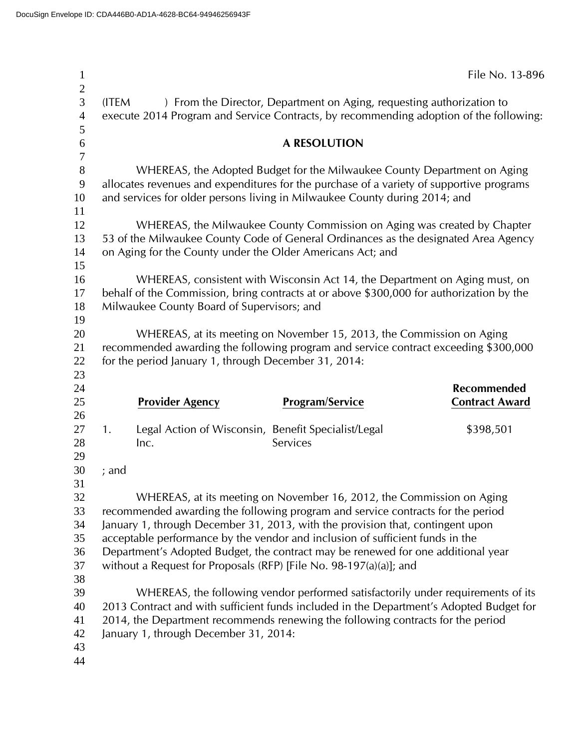DocuSign Envelope ID: CDA446B0-AD1A-4628-BC64-94946256943F

File No. 13-896

(ITEM ) From the Director, Department on Aging, requesting authorization to execute 2014 Program and Service Contracts, by recommending adoption of the following:

**A RESOLUTION**

WHEREAS, the Adopted Budget for the Milwaukee County Department on Aging allocates revenues and expenditures for the purchase of a variety of supportive programs and services for older persons living in Milwaukee County during 2014; and

WHEREAS, the Milwaukee County Commission on Aging was created by Chapter 53 of the Milwaukee County Code of General Ordinances as the designated Area Agency on Aging for the County under the Older Americans Act; and

WHEREAS, consistent with Wisconsin Act 14, the Department on Aging must, on behalf of the Commission, bring contracts at or above $300,000 for authorization by the Milwaukee County Board of Supervisors; and

WHEREAS, at its meeting on November 15, 2013, the Commission on Aging recommended awarding the following program and service contract exceeding $300,000 for the period January 1, through December 31, 2014:

| | Provider Agency | Program/Service | Recommended Contract Award |
|---|---|---|---|
| 1. | Legal Action of Wisconsin, Inc. | Benefit Specialist/Legal Services | $398,501 |

; and

WHEREAS, at its meeting on November 16, 2012, the Commission on Aging recommended awarding the following program and service contracts for the period January 1, through December 31, 2013, with the provision that, contingent upon acceptable performance by the vendor and inclusion of sufficient funds in the Department's Adopted Budget, the contract may be renewed for one additional year without a Request for Proposals (RFP) [File No. 98-197(a)(a)]; and

WHEREAS, the following vendor performed satisfactorily under requirements of its 2013 Contract and with sufficient funds included in the Department's Adopted Budget for 2014, the Department recommends renewing the following contracts for the period January 1, through December 31, 2014: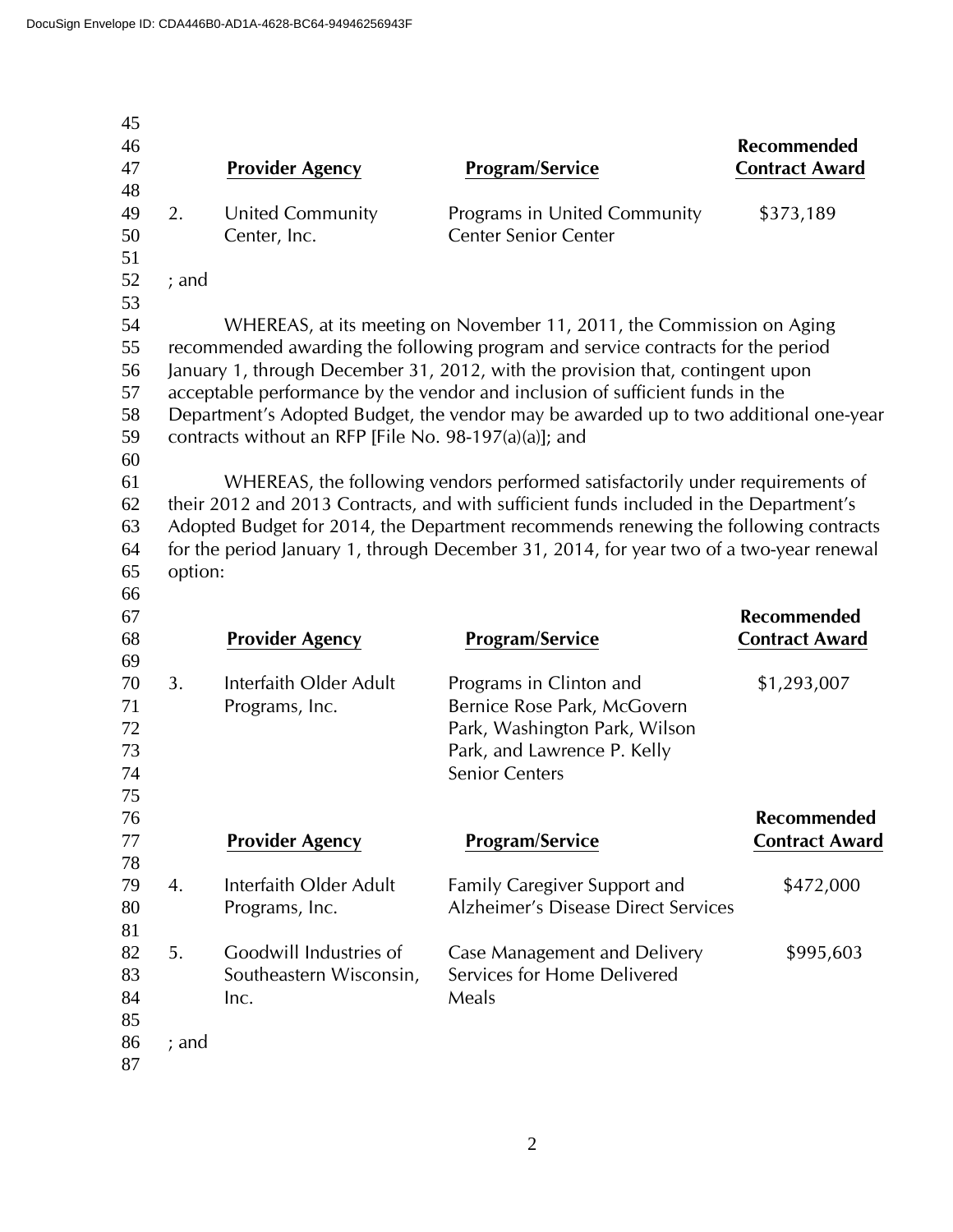DocuSign Envelope ID: CDA446B0-AD1A-4628-BC64-94946256943F

| | Provider Agency | Program/Service | Recommended Contract Award |
|---|---|---|---|
| 2. | United Community Center, Inc. | Programs in United Community Center Senior Center | $373,189 |

; and

WHEREAS, at its meeting on November 11, 2011, the Commission on Aging recommended awarding the following program and service contracts for the period January 1, through December 31, 2012, with the provision that, contingent upon acceptable performance by the vendor and inclusion of sufficient funds in the Department's Adopted Budget, the vendor may be awarded up to two additional one-year contracts without an RFP [File No. 98-197(a)(a)]; and

WHEREAS, the following vendors performed satisfactorily under requirements of their 2012 and 2013 Contracts, and with sufficient funds included in the Department's Adopted Budget for 2014, the Department recommends renewing the following contracts for the period January 1, through December 31, 2014, for year two of a two-year renewal option:

| | Provider Agency | Program/Service | Recommended Contract Award |
|---|---|---|---|
| 3. | Interfaith Older Adult Programs, Inc. | Programs in Clinton and Bernice Rose Park, McGovern Park, Washington Park, Wilson Park, and Lawrence P. Kelly Senior Centers | $1,293,007 |

| | Provider Agency | Program/Service | Recommended Contract Award |
|---|---|---|---|
| 4. | Interfaith Older Adult Programs, Inc. | Family Caregiver Support and Alzheimer's Disease Direct Services | $472,000 |
| 5. | Goodwill Industries of Southeastern Wisconsin, Inc. | Case Management and Delivery Services for Home Delivered Meals | $995,603 |

; and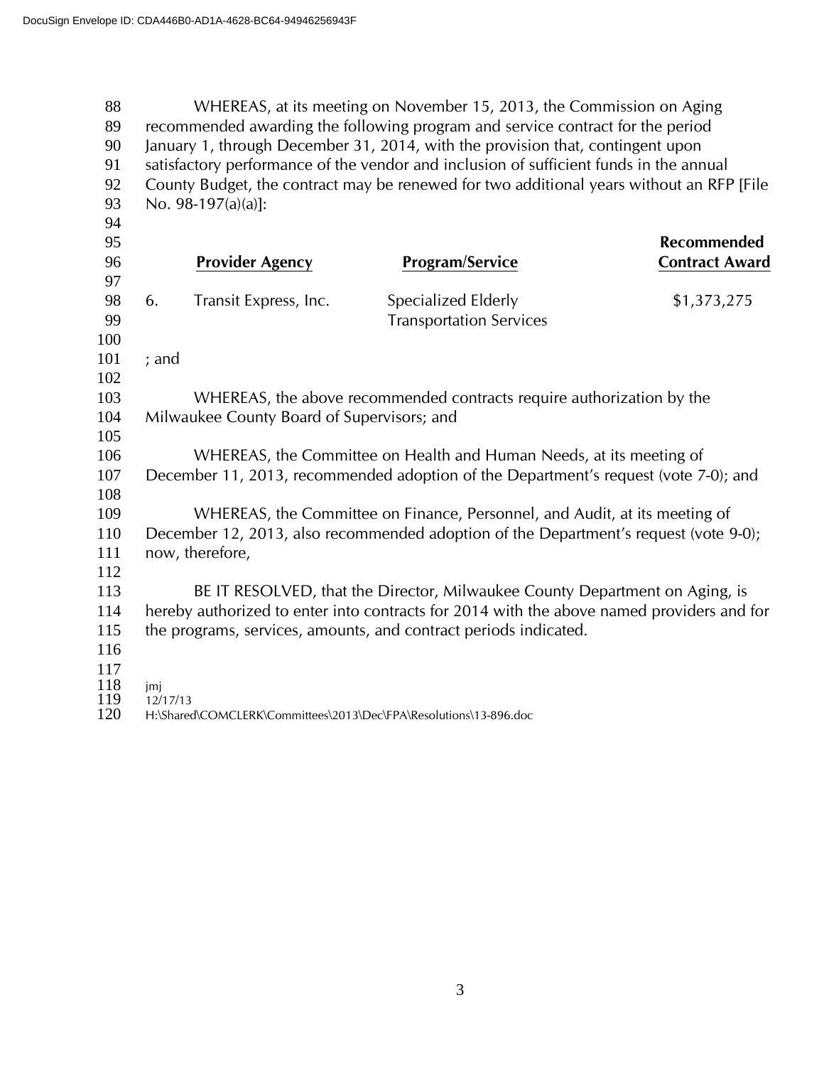WHEREAS, at its meeting on November 15, 2013, the Commission on Aging recommended awarding the following program and service contract for the period January 1, through December 31, 2014, with the provision that, contingent upon satisfactory performance of the vendor and inclusion of sufficient funds in the annual County Budget, the contract may be renewed for two additional years without an RFP [File No. 98-197(a)(a)]:

| | **Provider Agency** | **Program/Service** | **Recommended Contract Award** |
|---|---|---|---|
| 6. | Transit Express, Inc. | Specialized Elderly Transportation Services | $1,373,275 |

; and

WHEREAS, the above recommended contracts require authorization by the Milwaukee County Board of Supervisors; and

WHEREAS, the Committee on Health and Human Needs, at its meeting of December 11, 2013, recommended adoption of the Department's request (vote 7-0); and

WHEREAS, the Committee on Finance, Personnel, and Audit, at its meeting of December 12, 2013, also recommended adoption of the Department's request (vote 9-0); now, therefore,

BE IT RESOLVED, that the Director, Milwaukee County Department on Aging, is hereby authorized to enter into contracts for 2014 with the above named providers and for the programs, services, amounts, and contract periods indicated.

jmj
12/17/13
H:\Shared\COMCLERK\Committees\2013\Dec\FPA\Resolutions\13-896.doc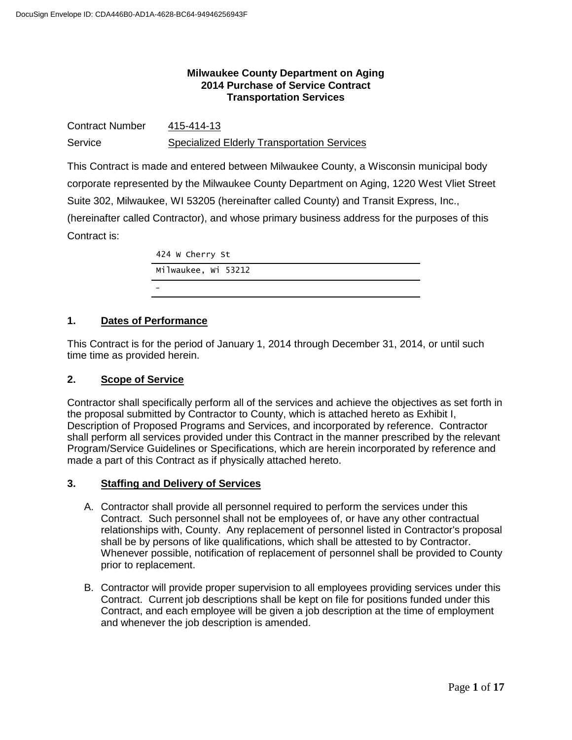DocuSign Envelope ID: CDA446B0-AD1A-4628-BC64-94946256943F

**Milwaukee County Department on Aging**
**2014 Purchase of Service Contract**
**Transportation Services**

Contract Number 415-414-13

Service Specialized Elderly Transportation Services

This Contract is made and entered between Milwaukee County, a Wisconsin municipal body corporate represented by the Milwaukee County Department on Aging, 1220 West Vliet Street Suite 302, Milwaukee, WI 53205 (hereinafter called County) and Transit Express, Inc., (hereinafter called Contractor), and whose primary business address for the purposes of this Contract is:

424 W Cherry St
Milwaukee, Wi 53212
-

## 1. Dates of Performance

This Contract is for the period of January 1, 2014 through December 31, 2014, or until such time time as provided herein.

## 2. Scope of Service

Contractor shall specifically perform all of the services and achieve the objectives as set forth in the proposal submitted by Contractor to County, which is attached hereto as Exhibit I, Description of Proposed Programs and Services, and incorporated by reference. Contractor shall perform all services provided under this Contract in the manner prescribed by the relevant Program/Service Guidelines or Specifications, which are herein incorporated by reference and made a part of this Contract as if physically attached hereto.

## 3. Staffing and Delivery of Services

A. Contractor shall provide all personnel required to perform the services under this Contract. Such personnel shall not be employees of, or have any other contractual relationships with, County. Any replacement of personnel listed in Contractor's proposal shall be by persons of like qualifications, which shall be attested to by Contractor. Whenever possible, notification of replacement of personnel shall be provided to County prior to replacement.

B. Contractor will provide proper supervision to all employees providing services under this Contract. Current job descriptions shall be kept on file for positions funded under this Contract, and each employee will be given a job description at the time of employment and whenever the job description is amended.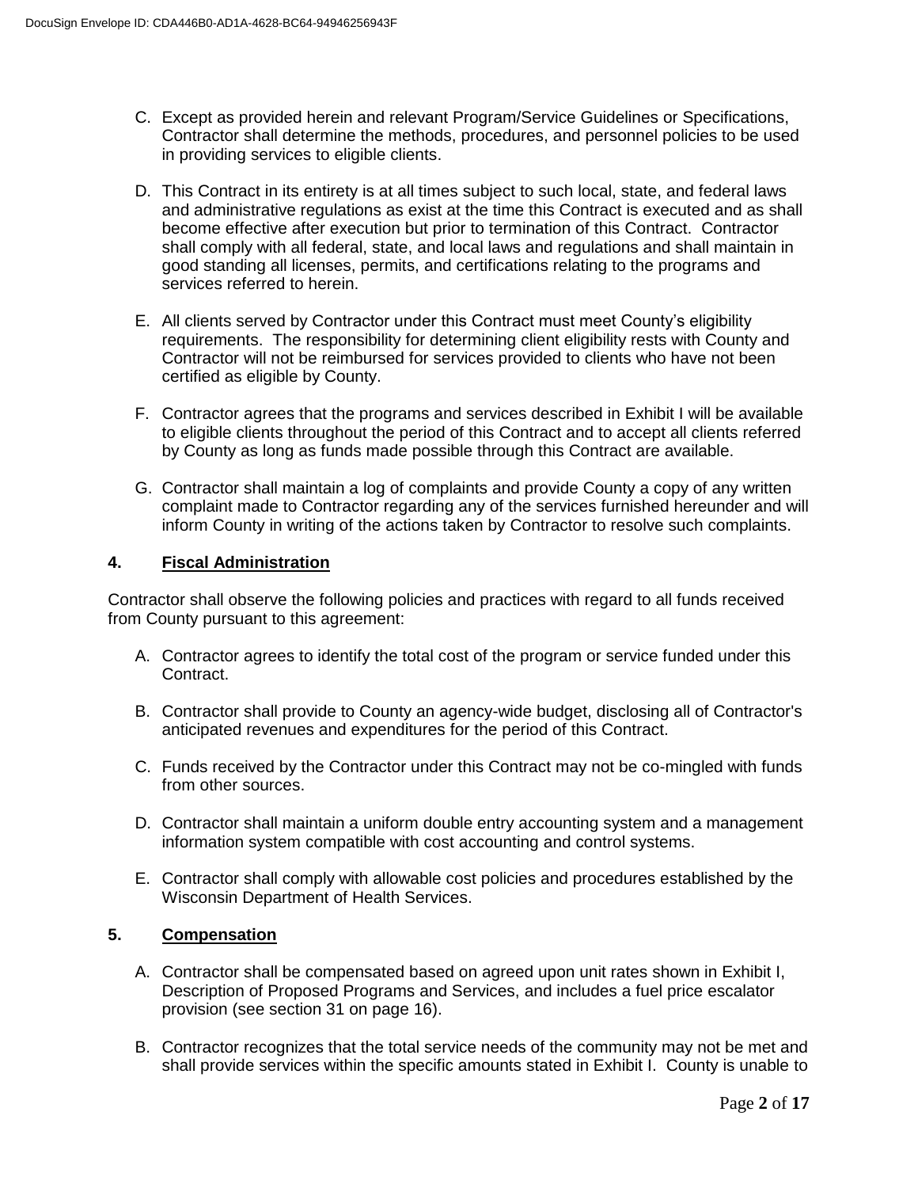C. Except as provided herein and relevant Program/Service Guidelines or Specifications, Contractor shall determine the methods, procedures, and personnel policies to be used in providing services to eligible clients.

D. This Contract in its entirety is at all times subject to such local, state, and federal laws and administrative regulations as exist at the time this Contract is executed and as shall become effective after execution but prior to termination of this Contract. Contractor shall comply with all federal, state, and local laws and regulations and shall maintain in good standing all licenses, permits, and certifications relating to the programs and services referred to herein.

E. All clients served by Contractor under this Contract must meet County's eligibility requirements. The responsibility for determining client eligibility rests with County and Contractor will not be reimbursed for services provided to clients who have not been certified as eligible by County.

F. Contractor agrees that the programs and services described in Exhibit I will be available to eligible clients throughout the period of this Contract and to accept all clients referred by County as long as funds made possible through this Contract are available.

G. Contractor shall maintain a log of complaints and provide County a copy of any written complaint made to Contractor regarding any of the services furnished hereunder and will inform County in writing of the actions taken by Contractor to resolve such complaints.

**4. Fiscal Administration**

Contractor shall observe the following policies and practices with regard to all funds received from County pursuant to this agreement:

A. Contractor agrees to identify the total cost of the program or service funded under this Contract.

B. Contractor shall provide to County an agency-wide budget, disclosing all of Contractor's anticipated revenues and expenditures for the period of this Contract.

C. Funds received by the Contractor under this Contract may not be co-mingled with funds from other sources.

D. Contractor shall maintain a uniform double entry accounting system and a management information system compatible with cost accounting and control systems.

E. Contractor shall comply with allowable cost policies and procedures established by the Wisconsin Department of Health Services.

**5. Compensation**

A. Contractor shall be compensated based on agreed upon unit rates shown in Exhibit I, Description of Proposed Programs and Services, and includes a fuel price escalator provision (see section 31 on page 16).

B. Contractor recognizes that the total service needs of the community may not be met and shall provide services within the specific amounts stated in Exhibit I. County is unable to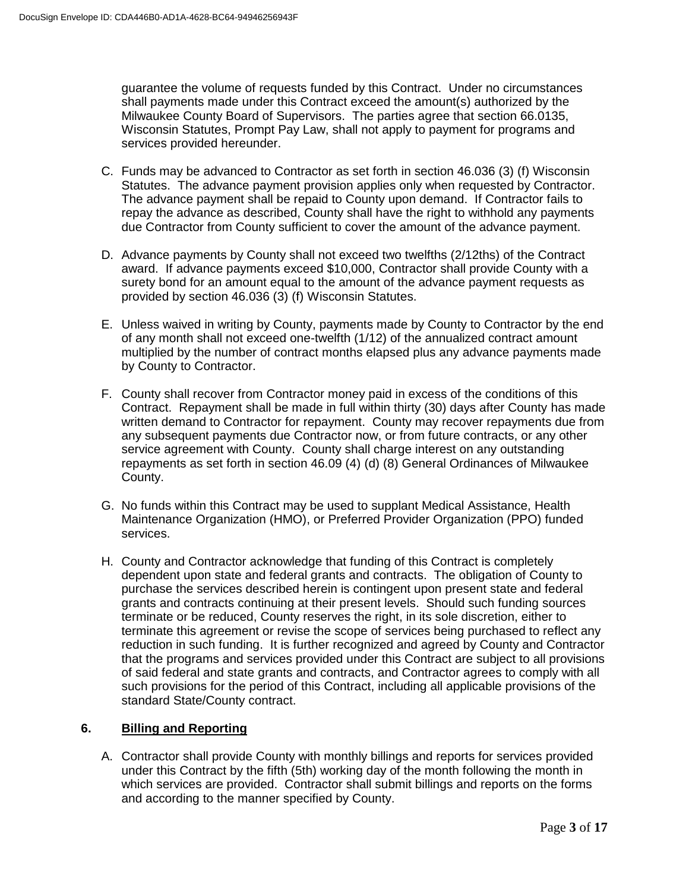guarantee the volume of requests funded by this Contract. Under no circumstances shall payments made under this Contract exceed the amount(s) authorized by the Milwaukee County Board of Supervisors. The parties agree that section 66.0135, Wisconsin Statutes, Prompt Pay Law, shall not apply to payment for programs and services provided hereunder.

C. Funds may be advanced to Contractor as set forth in section 46.036 (3) (f) Wisconsin Statutes. The advance payment provision applies only when requested by Contractor. The advance payment shall be repaid to County upon demand. If Contractor fails to repay the advance as described, County shall have the right to withhold any payments due Contractor from County sufficient to cover the amount of the advance payment.

D. Advance payments by County shall not exceed two twelfths (2/12ths) of the Contract award. If advance payments exceed $10,000, Contractor shall provide County with a surety bond for an amount equal to the amount of the advance payment requests as provided by section 46.036 (3) (f) Wisconsin Statutes.

E. Unless waived in writing by County, payments made by County to Contractor by the end of any month shall not exceed one-twelfth (1/12) of the annualized contract amount multiplied by the number of contract months elapsed plus any advance payments made by County to Contractor.

F. County shall recover from Contractor money paid in excess of the conditions of this Contract. Repayment shall be made in full within thirty (30) days after County has made written demand to Contractor for repayment. County may recover repayments due from any subsequent payments due Contractor now, or from future contracts, or any other service agreement with County. County shall charge interest on any outstanding repayments as set forth in section 46.09 (4) (d) (8) General Ordinances of Milwaukee County.

G. No funds within this Contract may be used to supplant Medical Assistance, Health Maintenance Organization (HMO), or Preferred Provider Organization (PPO) funded services.

H. County and Contractor acknowledge that funding of this Contract is completely dependent upon state and federal grants and contracts. The obligation of County to purchase the services described herein is contingent upon present state and federal grants and contracts continuing at their present levels. Should such funding sources terminate or be reduced, County reserves the right, in its sole discretion, either to terminate this agreement or revise the scope of services being purchased to reflect any reduction in such funding. It is further recognized and agreed by County and Contractor that the programs and services provided under this Contract are subject to all provisions of said federal and state grants and contracts, and Contractor agrees to comply with all such provisions for the period of this Contract, including all applicable provisions of the standard State/County contract.

## 6. Billing and Reporting

A. Contractor shall provide County with monthly billings and reports for services provided under this Contract by the fifth (5th) working day of the month following the month in which services are provided. Contractor shall submit billings and reports on the forms and according to the manner specified by County.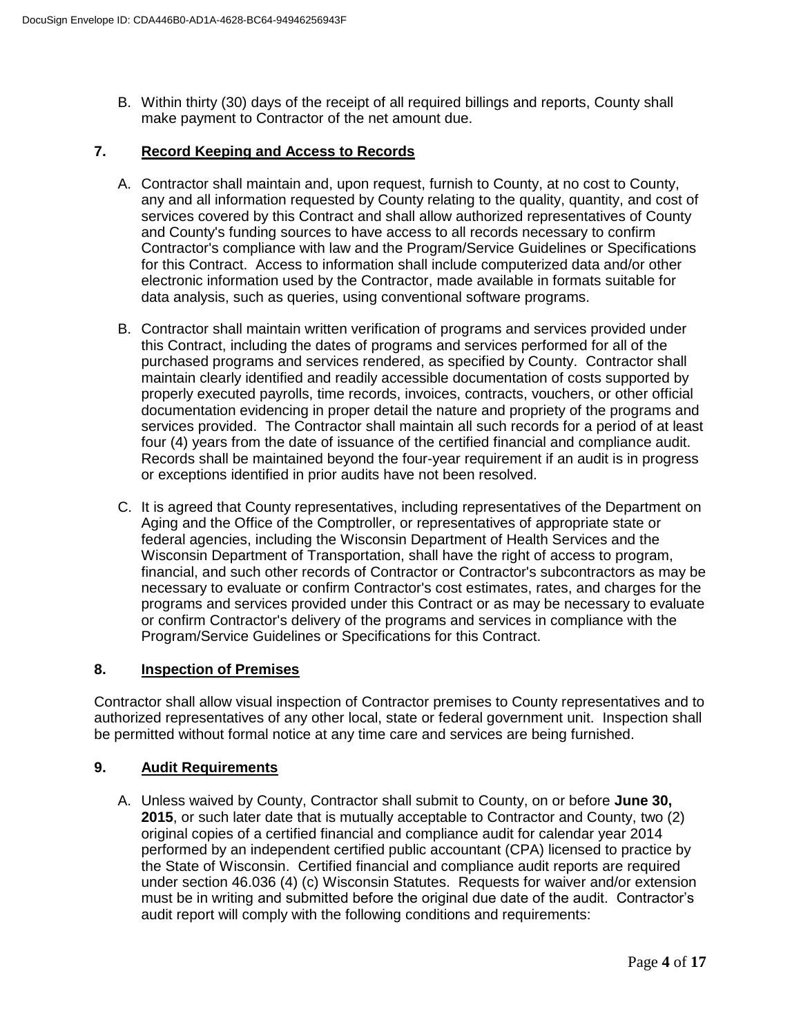B. Within thirty (30) days of the receipt of all required billings and reports, County shall make payment to Contractor of the net amount due.

## 7. Record Keeping and Access to Records

A. Contractor shall maintain and, upon request, furnish to County, at no cost to County, any and all information requested by County relating to the quality, quantity, and cost of services covered by this Contract and shall allow authorized representatives of County and County's funding sources to have access to all records necessary to confirm Contractor's compliance with law and the Program/Service Guidelines or Specifications for this Contract. Access to information shall include computerized data and/or other electronic information used by the Contractor, made available in formats suitable for data analysis, such as queries, using conventional software programs.

B. Contractor shall maintain written verification of programs and services provided under this Contract, including the dates of programs and services performed for all of the purchased programs and services rendered, as specified by County. Contractor shall maintain clearly identified and readily accessible documentation of costs supported by properly executed payrolls, time records, invoices, contracts, vouchers, or other official documentation evidencing in proper detail the nature and propriety of the programs and services provided. The Contractor shall maintain all such records for a period of at least four (4) years from the date of issuance of the certified financial and compliance audit. Records shall be maintained beyond the four-year requirement if an audit is in progress or exceptions identified in prior audits have not been resolved.

C. It is agreed that County representatives, including representatives of the Department on Aging and the Office of the Comptroller, or representatives of appropriate state or federal agencies, including the Wisconsin Department of Health Services and the Wisconsin Department of Transportation, shall have the right of access to program, financial, and such other records of Contractor or Contractor's subcontractors as may be necessary to evaluate or confirm Contractor's cost estimates, rates, and charges for the programs and services provided under this Contract or as may be necessary to evaluate or confirm Contractor's delivery of the programs and services in compliance with the Program/Service Guidelines or Specifications for this Contract.

## 8. Inspection of Premises

Contractor shall allow visual inspection of Contractor premises to County representatives and to authorized representatives of any other local, state or federal government unit. Inspection shall be permitted without formal notice at any time care and services are being furnished.

## 9. Audit Requirements

A. Unless waived by County, Contractor shall submit to County, on or before **June 30, 2015**, or such later date that is mutually acceptable to Contractor and County, two (2) original copies of a certified financial and compliance audit for calendar year 2014 performed by an independent certified public accountant (CPA) licensed to practice by the State of Wisconsin. Certified financial and compliance audit reports are required under section 46.036 (4) (c) Wisconsin Statutes. Requests for waiver and/or extension must be in writing and submitted before the original due date of the audit. Contractor's audit report will comply with the following conditions and requirements: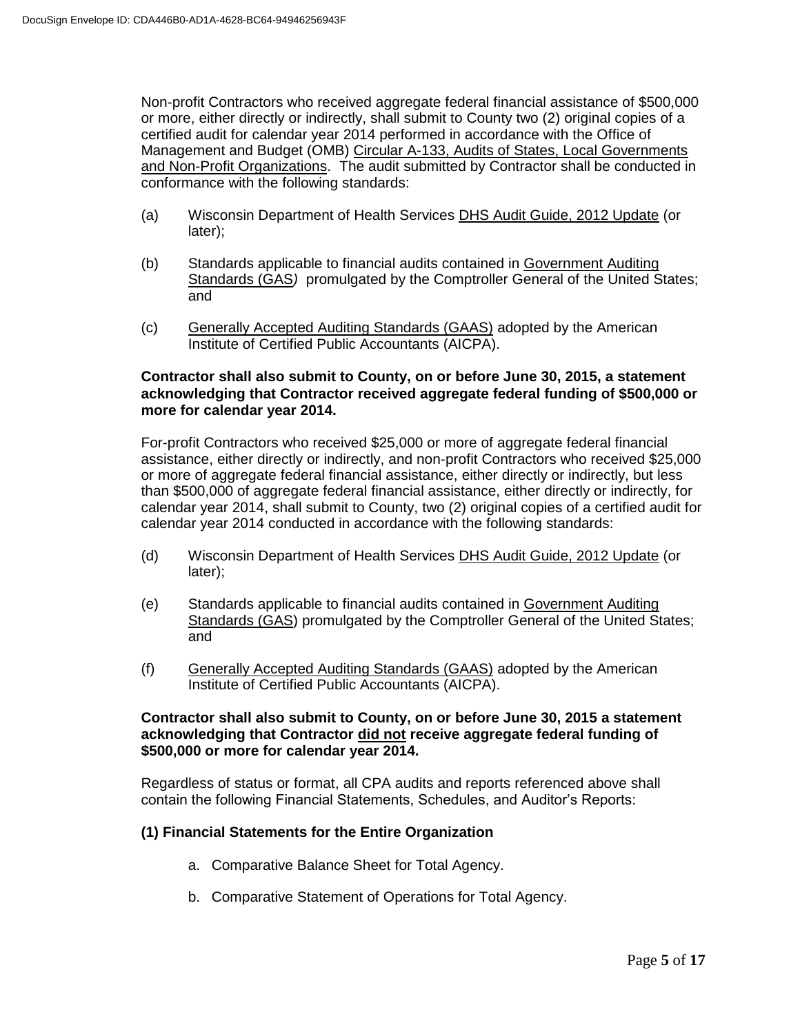Non-profit Contractors who received aggregate federal financial assistance of $500,000 or more, either directly or indirectly, shall submit to County two (2) original copies of a certified audit for calendar year 2014 performed in accordance with the Office of Management and Budget (OMB) Circular A-133, Audits of States, Local Governments and Non-Profit Organizations. The audit submitted by Contractor shall be conducted in conformance with the following standards:

(a) Wisconsin Department of Health Services DHS Audit Guide, 2012 Update (or later);

(b) Standards applicable to financial audits contained in Government Auditing Standards (GAS) promulgated by the Comptroller General of the United States; and

(c) Generally Accepted Auditing Standards (GAAS) adopted by the American Institute of Certified Public Accountants (AICPA).

**Contractor shall also submit to County, on or before June 30, 2015, a statement acknowledging that Contractor received aggregate federal funding of $500,000 or more for calendar year 2014.**

For-profit Contractors who received $25,000 or more of aggregate federal financial assistance, either directly or indirectly, and non-profit Contractors who received $25,000 or more of aggregate federal financial assistance, either directly or indirectly, but less than $500,000 of aggregate federal financial assistance, either directly or indirectly, for calendar year 2014, shall submit to County, two (2) original copies of a certified audit for calendar year 2014 conducted in accordance with the following standards:

(d) Wisconsin Department of Health Services DHS Audit Guide, 2012 Update (or later);

(e) Standards applicable to financial audits contained in Government Auditing Standards (GAS) promulgated by the Comptroller General of the United States; and

(f) Generally Accepted Auditing Standards (GAAS) adopted by the American Institute of Certified Public Accountants (AICPA).

**Contractor shall also submit to County, on or before June 30, 2015 a statement acknowledging that Contractor did not receive aggregate federal funding of $500,000 or more for calendar year 2014.**

Regardless of status or format, all CPA audits and reports referenced above shall contain the following Financial Statements, Schedules, and Auditor's Reports:

**(1) Financial Statements for the Entire Organization**

a. Comparative Balance Sheet for Total Agency.

b. Comparative Statement of Operations for Total Agency.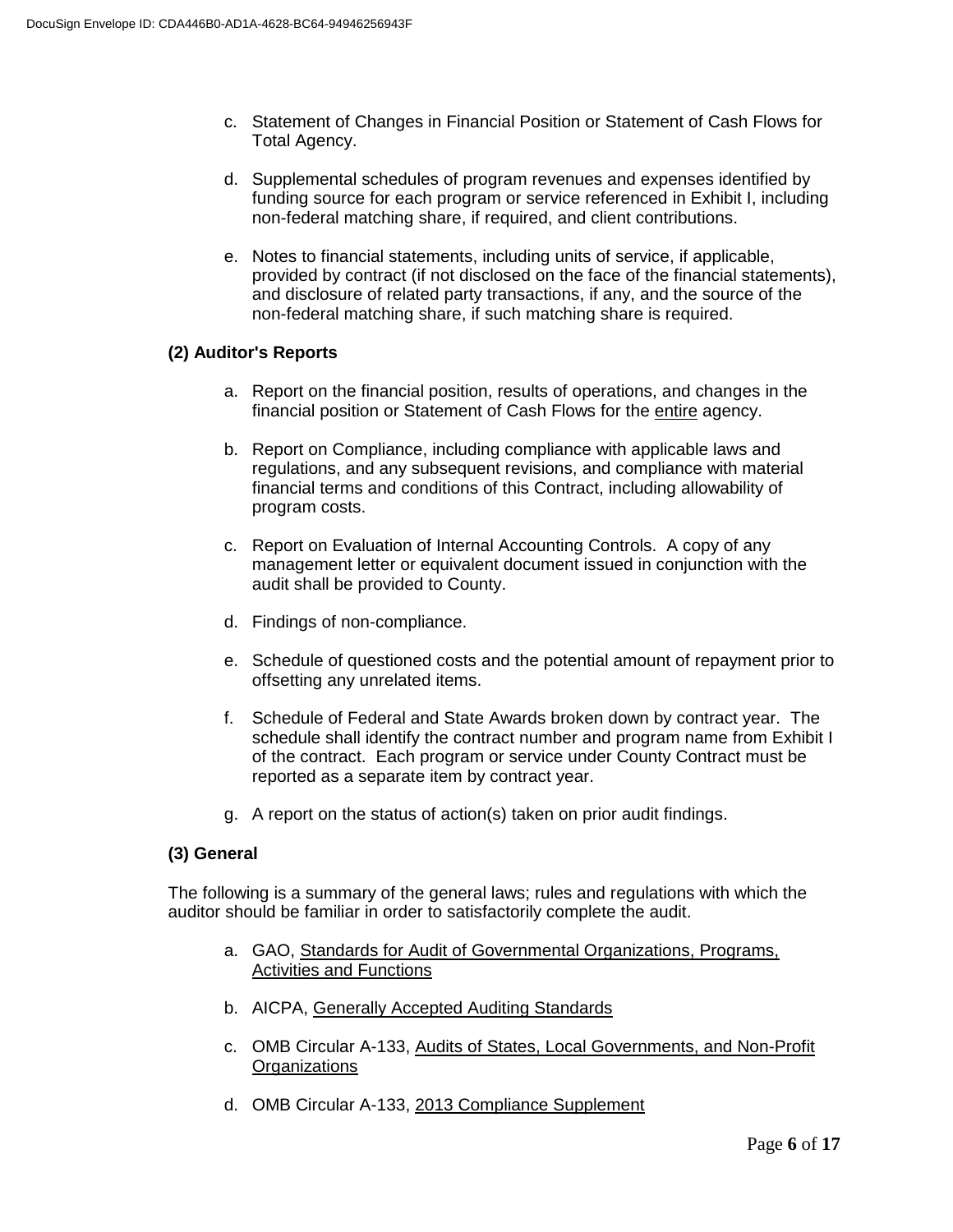c. Statement of Changes in Financial Position or Statement of Cash Flows for Total Agency.

d. Supplemental schedules of program revenues and expenses identified by funding source for each program or service referenced in Exhibit I, including non-federal matching share, if required, and client contributions.

e. Notes to financial statements, including units of service, if applicable, provided by contract (if not disclosed on the face of the financial statements), and disclosure of related party transactions, if any, and the source of the non-federal matching share, if such matching share is required.

**(2) Auditor's Reports**

a. Report on the financial position, results of operations, and changes in the financial position or Statement of Cash Flows for the entire agency.

b. Report on Compliance, including compliance with applicable laws and regulations, and any subsequent revisions, and compliance with material financial terms and conditions of this Contract, including allowability of program costs.

c. Report on Evaluation of Internal Accounting Controls. A copy of any management letter or equivalent document issued in conjunction with the audit shall be provided to County.

d. Findings of non-compliance.

e. Schedule of questioned costs and the potential amount of repayment prior to offsetting any unrelated items.

f. Schedule of Federal and State Awards broken down by contract year. The schedule shall identify the contract number and program name from Exhibit I of the contract. Each program or service under County Contract must be reported as a separate item by contract year.

g. A report on the status of action(s) taken on prior audit findings.

**(3) General**

The following is a summary of the general laws; rules and regulations with which the auditor should be familiar in order to satisfactorily complete the audit.

a. GAO, Standards for Audit of Governmental Organizations, Programs, Activities and Functions

b. AICPA, Generally Accepted Auditing Standards

c. OMB Circular A-133, Audits of States, Local Governments, and Non-Profit Organizations

d. OMB Circular A-133, 2013 Compliance Supplement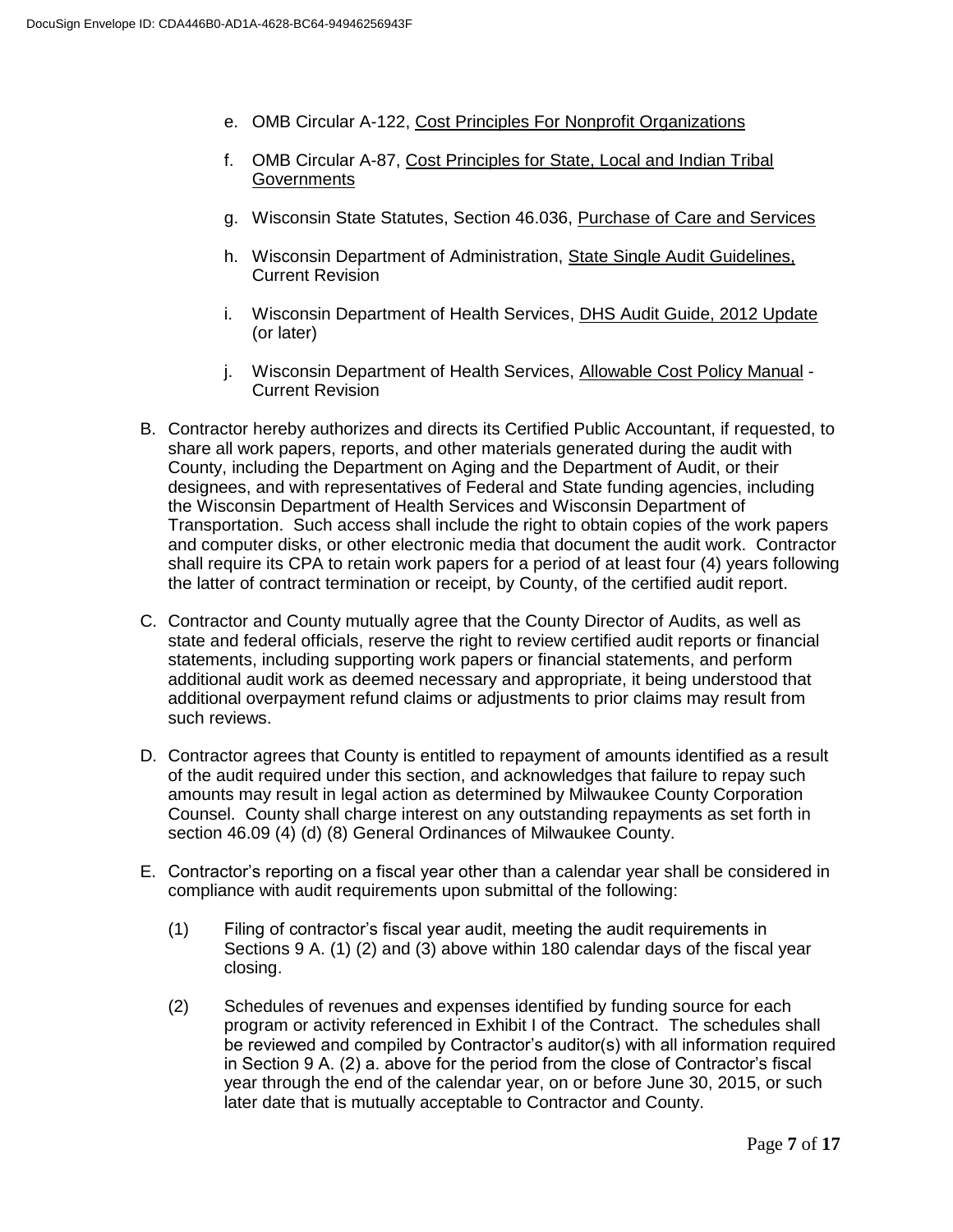e. OMB Circular A-122, Cost Principles For Nonprofit Organizations

f. OMB Circular A-87, Cost Principles for State, Local and Indian Tribal Governments

g. Wisconsin State Statutes, Section 46.036, Purchase of Care and Services

h. Wisconsin Department of Administration, State Single Audit Guidelines, Current Revision

i. Wisconsin Department of Health Services, DHS Audit Guide, 2012 Update (or later)

j. Wisconsin Department of Health Services, Allowable Cost Policy Manual - Current Revision

B. Contractor hereby authorizes and directs its Certified Public Accountant, if requested, to share all work papers, reports, and other materials generated during the audit with County, including the Department on Aging and the Department of Audit, or their designees, and with representatives of Federal and State funding agencies, including the Wisconsin Department of Health Services and Wisconsin Department of Transportation. Such access shall include the right to obtain copies of the work papers and computer disks, or other electronic media that document the audit work. Contractor shall require its CPA to retain work papers for a period of at least four (4) years following the latter of contract termination or receipt, by County, of the certified audit report.

C. Contractor and County mutually agree that the County Director of Audits, as well as state and federal officials, reserve the right to review certified audit reports or financial statements, including supporting work papers or financial statements, and perform additional audit work as deemed necessary and appropriate, it being understood that additional overpayment refund claims or adjustments to prior claims may result from such reviews.

D. Contractor agrees that County is entitled to repayment of amounts identified as a result of the audit required under this section, and acknowledges that failure to repay such amounts may result in legal action as determined by Milwaukee County Corporation Counsel. County shall charge interest on any outstanding repayments as set forth in section 46.09 (4) (d) (8) General Ordinances of Milwaukee County.

E. Contractor's reporting on a fiscal year other than a calendar year shall be considered in compliance with audit requirements upon submittal of the following:

(1) Filing of contractor's fiscal year audit, meeting the audit requirements in Sections 9 A. (1) (2) and (3) above within 180 calendar days of the fiscal year closing.

(2) Schedules of revenues and expenses identified by funding source for each program or activity referenced in Exhibit I of the Contract. The schedules shall be reviewed and compiled by Contractor's auditor(s) with all information required in Section 9 A. (2) a. above for the period from the close of Contractor's fiscal year through the end of the calendar year, on or before June 30, 2015, or such later date that is mutually acceptable to Contractor and County.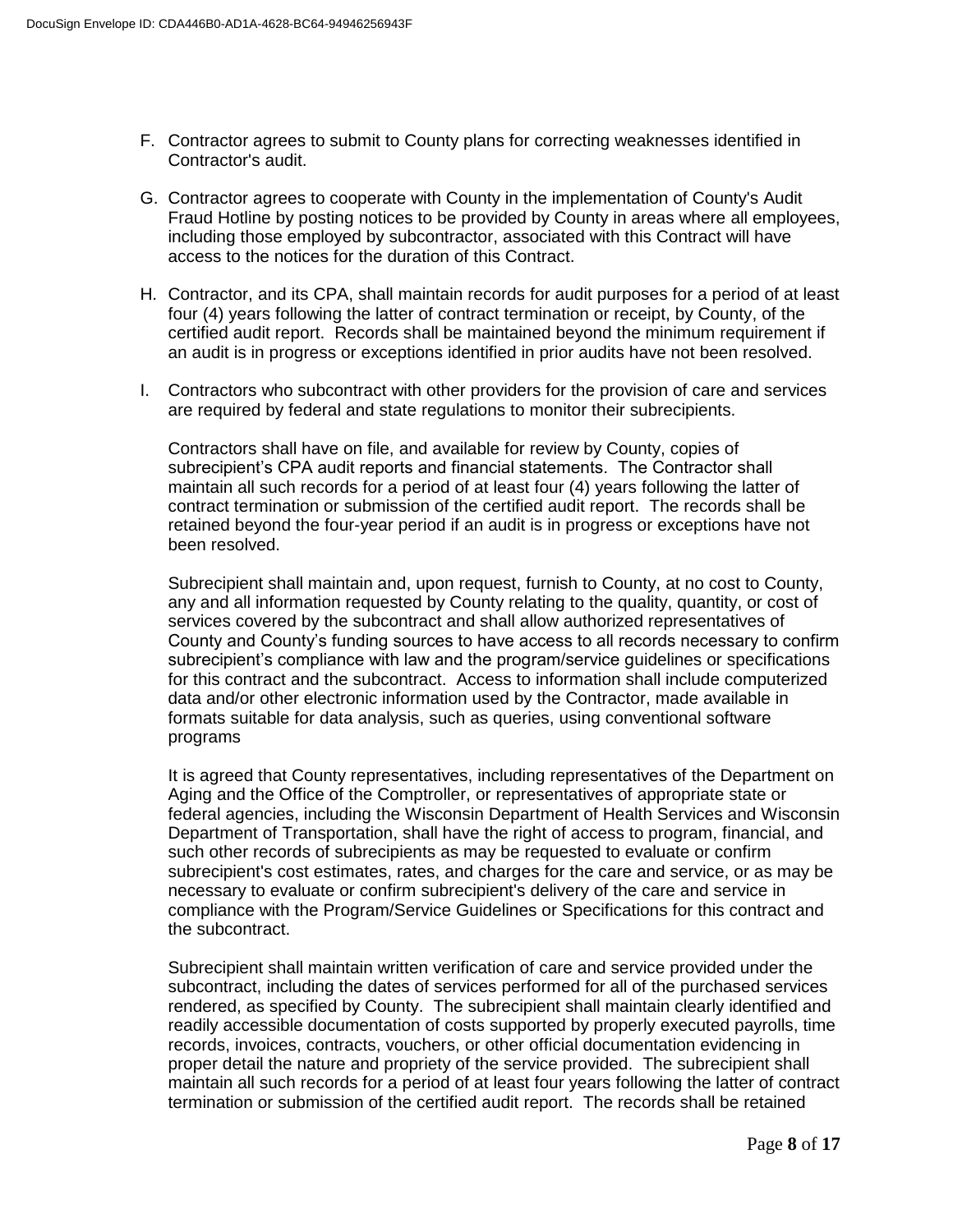F. Contractor agrees to submit to County plans for correcting weaknesses identified in Contractor's audit.

G. Contractor agrees to cooperate with County in the implementation of County's Audit Fraud Hotline by posting notices to be provided by County in areas where all employees, including those employed by subcontractor, associated with this Contract will have access to the notices for the duration of this Contract.

H. Contractor, and its CPA, shall maintain records for audit purposes for a period of at least four (4) years following the latter of contract termination or receipt, by County, of the certified audit report. Records shall be maintained beyond the minimum requirement if an audit is in progress or exceptions identified in prior audits have not been resolved.

I. Contractors who subcontract with other providers for the provision of care and services are required by federal and state regulations to monitor their subrecipients.

   Contractors shall have on file, and available for review by County, copies of subrecipient's CPA audit reports and financial statements. The Contractor shall maintain all such records for a period of at least four (4) years following the latter of contract termination or submission of the certified audit report. The records shall be retained beyond the four-year period if an audit is in progress or exceptions have not been resolved.

   Subrecipient shall maintain and, upon request, furnish to County, at no cost to County, any and all information requested by County relating to the quality, quantity, or cost of services covered by the subcontract and shall allow authorized representatives of County and County's funding sources to have access to all records necessary to confirm subrecipient's compliance with law and the program/service guidelines or specifications for this contract and the subcontract. Access to information shall include computerized data and/or other electronic information used by the Contractor, made available in formats suitable for data analysis, such as queries, using conventional software programs

   It is agreed that County representatives, including representatives of the Department on Aging and the Office of the Comptroller, or representatives of appropriate state or federal agencies, including the Wisconsin Department of Health Services and Wisconsin Department of Transportation, shall have the right of access to program, financial, and such other records of subrecipients as may be requested to evaluate or confirm subrecipient's cost estimates, rates, and charges for the care and service, or as may be necessary to evaluate or confirm subrecipient's delivery of the care and service in compliance with the Program/Service Guidelines or Specifications for this contract and the subcontract.

   Subrecipient shall maintain written verification of care and service provided under the subcontract, including the dates of services performed for all of the purchased services rendered, as specified by County. The subrecipient shall maintain clearly identified and readily accessible documentation of costs supported by properly executed payrolls, time records, invoices, contracts, vouchers, or other official documentation evidencing in proper detail the nature and propriety of the service provided. The subrecipient shall maintain all such records for a period of at least four years following the latter of contract termination or submission of the certified audit report. The records shall be retained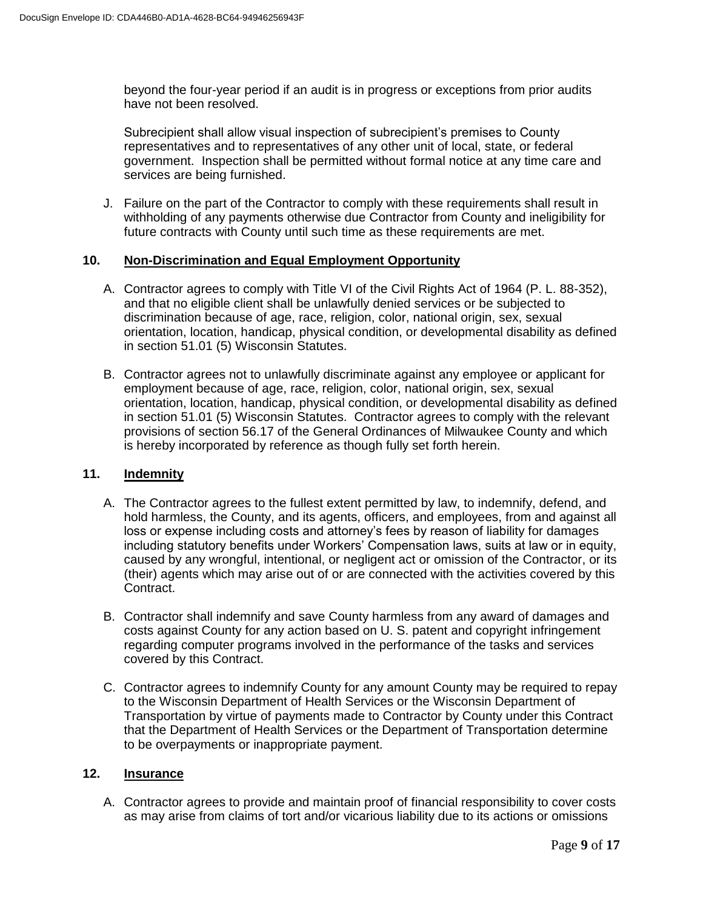beyond the four-year period if an audit is in progress or exceptions from prior audits have not been resolved.

Subrecipient shall allow visual inspection of subrecipient's premises to County representatives and to representatives of any other unit of local, state, or federal government. Inspection shall be permitted without formal notice at any time care and services are being furnished.

J. Failure on the part of the Contractor to comply with these requirements shall result in withholding of any payments otherwise due Contractor from County and ineligibility for future contracts with County until such time as these requirements are met.

### 10. Non-Discrimination and Equal Employment Opportunity

A. Contractor agrees to comply with Title VI of the Civil Rights Act of 1964 (P. L. 88-352), and that no eligible client shall be unlawfully denied services or be subjected to discrimination because of age, race, religion, color, national origin, sex, sexual orientation, location, handicap, physical condition, or developmental disability as defined in section 51.01 (5) Wisconsin Statutes.

B. Contractor agrees not to unlawfully discriminate against any employee or applicant for employment because of age, race, religion, color, national origin, sex, sexual orientation, location, handicap, physical condition, or developmental disability as defined in section 51.01 (5) Wisconsin Statutes. Contractor agrees to comply with the relevant provisions of section 56.17 of the General Ordinances of Milwaukee County and which is hereby incorporated by reference as though fully set forth herein.

### 11. Indemnity

A. The Contractor agrees to the fullest extent permitted by law, to indemnify, defend, and hold harmless, the County, and its agents, officers, and employees, from and against all loss or expense including costs and attorney's fees by reason of liability for damages including statutory benefits under Workers' Compensation laws, suits at law or in equity, caused by any wrongful, intentional, or negligent act or omission of the Contractor, or its (their) agents which may arise out of or are connected with the activities covered by this Contract.

B. Contractor shall indemnify and save County harmless from any award of damages and costs against County for any action based on U. S. patent and copyright infringement regarding computer programs involved in the performance of the tasks and services covered by this Contract.

C. Contractor agrees to indemnify County for any amount County may be required to repay to the Wisconsin Department of Health Services or the Wisconsin Department of Transportation by virtue of payments made to Contractor by County under this Contract that the Department of Health Services or the Department of Transportation determine to be overpayments or inappropriate payment.

### 12. Insurance

A. Contractor agrees to provide and maintain proof of financial responsibility to cover costs as may arise from claims of tort and/or vicarious liability due to its actions or omissions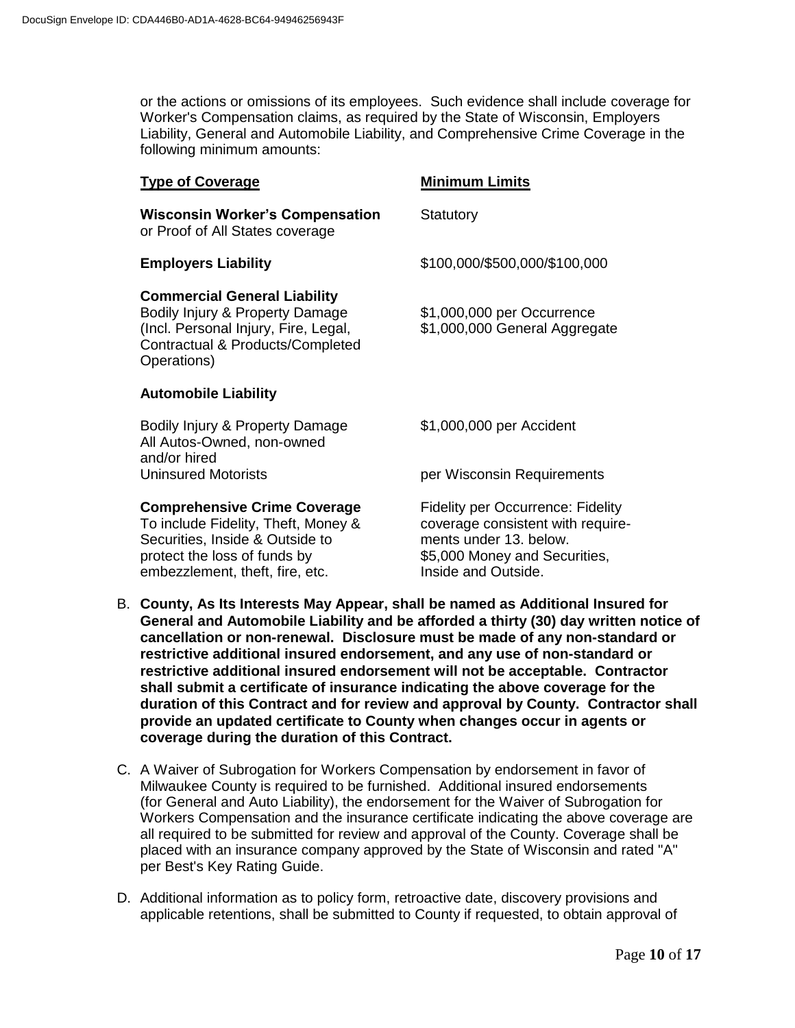or the actions or omissions of its employees. Such evidence shall include coverage for Worker's Compensation claims, as required by the State of Wisconsin, Employers Liability, General and Automobile Liability, and Comprehensive Crime Coverage in the following minimum amounts:

| **Type of Coverage** | **Minimum Limits** |
|---|---|
| **Wisconsin Worker's Compensation** or Proof of All States coverage | Statutory |
| **Employers Liability** | $100,000/$500,000/$100,000 |
| **Commercial General Liability** Bodily Injury & Property Damage (Incl. Personal Injury, Fire, Legal, Contractual & Products/Completed Operations) | $1,000,000 per Occurrence $1,000,000 General Aggregate |
| **Automobile Liability** | |
| Bodily Injury & Property Damage All Autos-Owned, non-owned and/or hired | $1,000,000 per Accident |
| Uninsured Motorists | per Wisconsin Requirements |
| **Comprehensive Crime Coverage** To include Fidelity, Theft, Money & Securities, Inside & Outside to protect the loss of funds by embezzlement, theft, fire, etc. | Fidelity per Occurrence: Fidelity coverage consistent with requirements under 13. below. $5,000 Money and Securities, Inside and Outside. |

B. **County, As Its Interests May Appear, shall be named as Additional Insured for General and Automobile Liability and be afforded a thirty (30) day written notice of cancellation or non-renewal. Disclosure must be made of any non-standard or restrictive additional insured endorsement, and any use of non-standard or restrictive additional insured endorsement will not be acceptable. Contractor shall submit a certificate of insurance indicating the above coverage for the duration of this Contract and for review and approval by County. Contractor shall provide an updated certificate to County when changes occur in agents or coverage during the duration of this Contract.**

C. A Waiver of Subrogation for Workers Compensation by endorsement in favor of Milwaukee County is required to be furnished. Additional insured endorsements (for General and Auto Liability), the endorsement for the Waiver of Subrogation for Workers Compensation and the insurance certificate indicating the above coverage are all required to be submitted for review and approval of the County. Coverage shall be placed with an insurance company approved by the State of Wisconsin and rated "A" per Best's Key Rating Guide.

D. Additional information as to policy form, retroactive date, discovery provisions and applicable retentions, shall be submitted to County if requested, to obtain approval of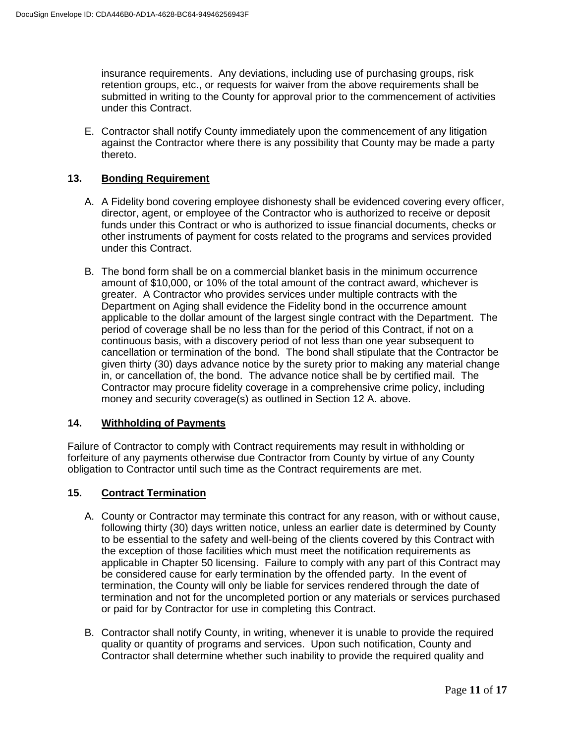insurance requirements. Any deviations, including use of purchasing groups, risk retention groups, etc., or requests for waiver from the above requirements shall be submitted in writing to the County for approval prior to the commencement of activities under this Contract.

E. Contractor shall notify County immediately upon the commencement of any litigation against the Contractor where there is any possibility that County may be made a party thereto.

## 13. Bonding Requirement

A. A Fidelity bond covering employee dishonesty shall be evidenced covering every officer, director, agent, or employee of the Contractor who is authorized to receive or deposit funds under this Contract or who is authorized to issue financial documents, checks or other instruments of payment for costs related to the programs and services provided under this Contract.

B. The bond form shall be on a commercial blanket basis in the minimum occurrence amount of $10,000, or 10% of the total amount of the contract award, whichever is greater. A Contractor who provides services under multiple contracts with the Department on Aging shall evidence the Fidelity bond in the occurrence amount applicable to the dollar amount of the largest single contract with the Department. The period of coverage shall be no less than for the period of this Contract, if not on a continuous basis, with a discovery period of not less than one year subsequent to cancellation or termination of the bond. The bond shall stipulate that the Contractor be given thirty (30) days advance notice by the surety prior to making any material change in, or cancellation of, the bond. The advance notice shall be by certified mail. The Contractor may procure fidelity coverage in a comprehensive crime policy, including money and security coverage(s) as outlined in Section 12 A. above.

## 14. Withholding of Payments

Failure of Contractor to comply with Contract requirements may result in withholding or forfeiture of any payments otherwise due Contractor from County by virtue of any County obligation to Contractor until such time as the Contract requirements are met.

## 15. Contract Termination

A. County or Contractor may terminate this contract for any reason, with or without cause, following thirty (30) days written notice, unless an earlier date is determined by County to be essential to the safety and well-being of the clients covered by this Contract with the exception of those facilities which must meet the notification requirements as applicable in Chapter 50 licensing. Failure to comply with any part of this Contract may be considered cause for early termination by the offended party. In the event of termination, the County will only be liable for services rendered through the date of termination and not for the uncompleted portion or any materials or services purchased or paid for by Contractor for use in completing this Contract.

B. Contractor shall notify County, in writing, whenever it is unable to provide the required quality or quantity of programs and services. Upon such notification, County and Contractor shall determine whether such inability to provide the required quality and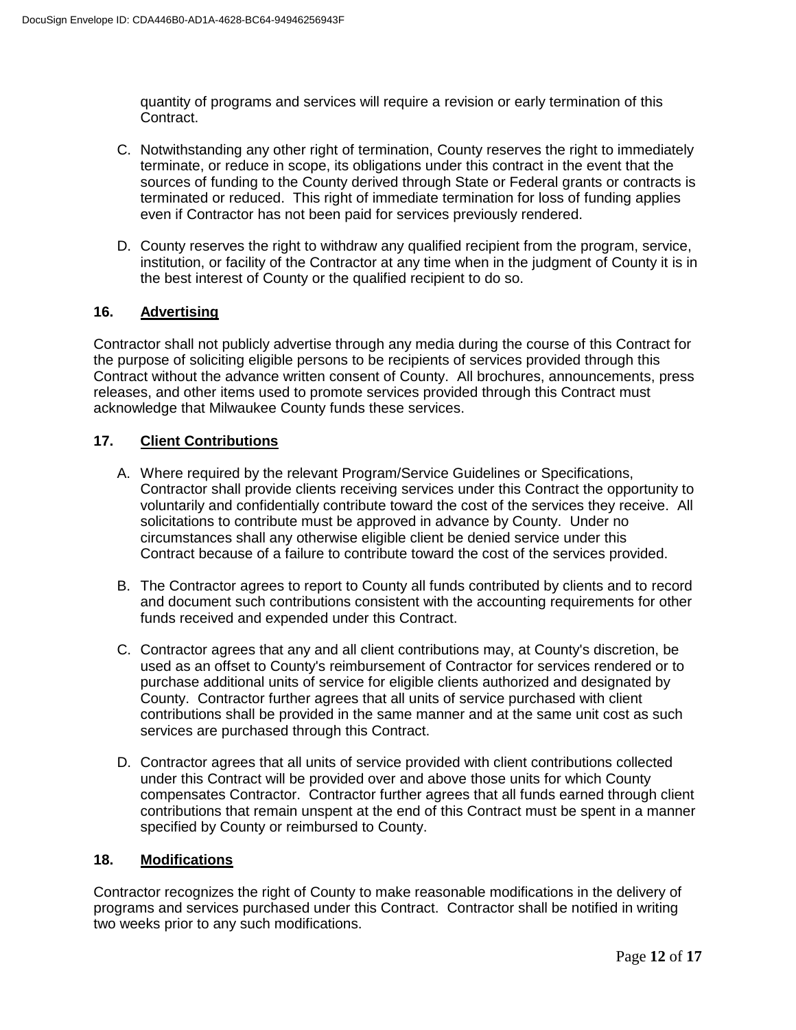quantity of programs and services will require a revision or early termination of this Contract.

C. Notwithstanding any other right of termination, County reserves the right to immediately terminate, or reduce in scope, its obligations under this contract in the event that the sources of funding to the County derived through State or Federal grants or contracts is terminated or reduced. This right of immediate termination for loss of funding applies even if Contractor has not been paid for services previously rendered.

D. County reserves the right to withdraw any qualified recipient from the program, service, institution, or facility of the Contractor at any time when in the judgment of County it is in the best interest of County or the qualified recipient to do so.

## 16. Advertising

Contractor shall not publicly advertise through any media during the course of this Contract for the purpose of soliciting eligible persons to be recipients of services provided through this Contract without the advance written consent of County. All brochures, announcements, press releases, and other items used to promote services provided through this Contract must acknowledge that Milwaukee County funds these services.

## 17. Client Contributions

A. Where required by the relevant Program/Service Guidelines or Specifications, Contractor shall provide clients receiving services under this Contract the opportunity to voluntarily and confidentially contribute toward the cost of the services they receive. All solicitations to contribute must be approved in advance by County. Under no circumstances shall any otherwise eligible client be denied service under this Contract because of a failure to contribute toward the cost of the services provided.

B. The Contractor agrees to report to County all funds contributed by clients and to record and document such contributions consistent with the accounting requirements for other funds received and expended under this Contract.

C. Contractor agrees that any and all client contributions may, at County's discretion, be used as an offset to County's reimbursement of Contractor for services rendered or to purchase additional units of service for eligible clients authorized and designated by County. Contractor further agrees that all units of service purchased with client contributions shall be provided in the same manner and at the same unit cost as such services are purchased through this Contract.

D. Contractor agrees that all units of service provided with client contributions collected under this Contract will be provided over and above those units for which County compensates Contractor. Contractor further agrees that all funds earned through client contributions that remain unspent at the end of this Contract must be spent in a manner specified by County or reimbursed to County.

## 18. Modifications

Contractor recognizes the right of County to make reasonable modifications in the delivery of programs and services purchased under this Contract. Contractor shall be notified in writing two weeks prior to any such modifications.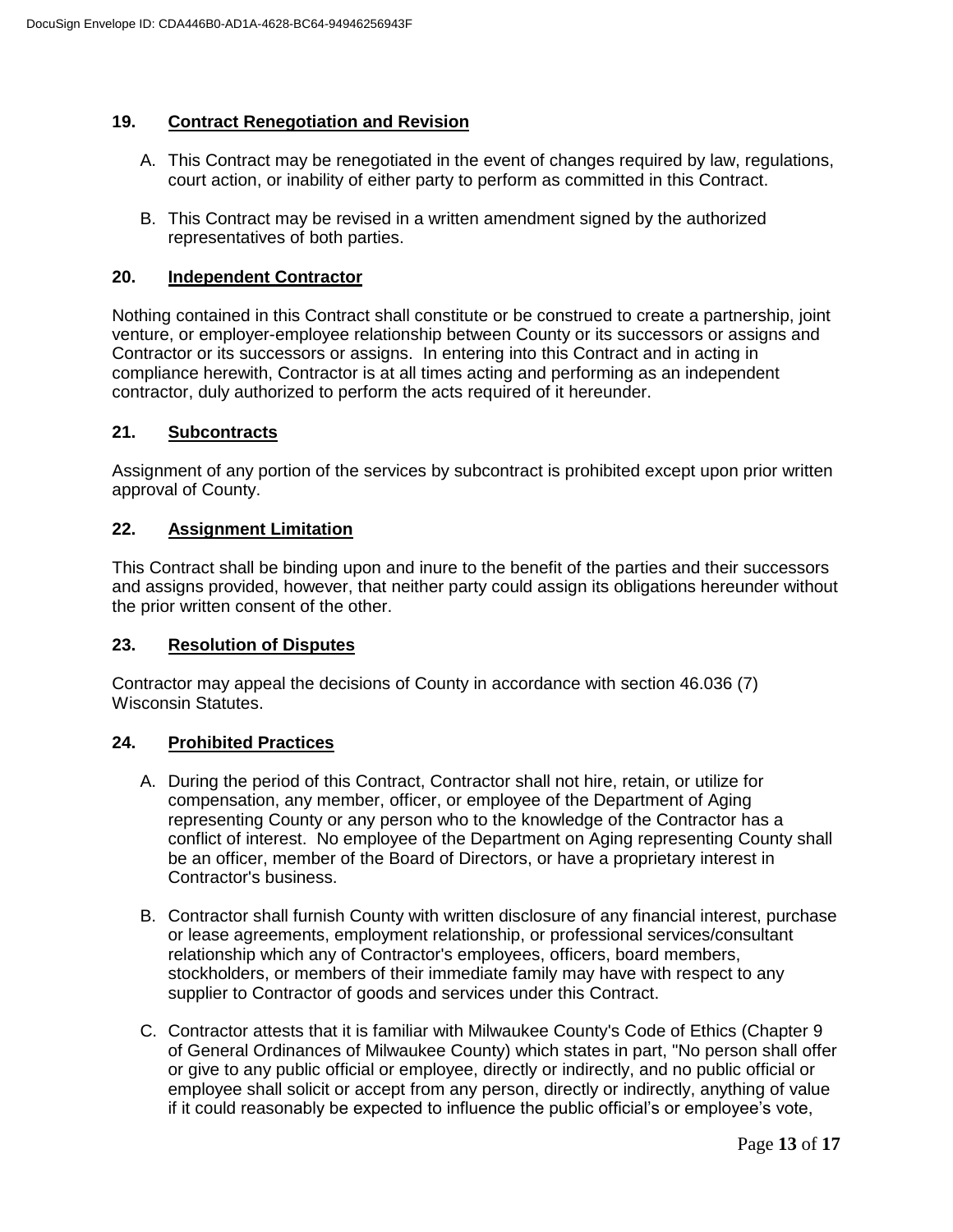## 19. Contract Renegotiation and Revision

A. This Contract may be renegotiated in the event of changes required by law, regulations, court action, or inability of either party to perform as committed in this Contract.

B. This Contract may be revised in a written amendment signed by the authorized representatives of both parties.

## 20. Independent Contractor

Nothing contained in this Contract shall constitute or be construed to create a partnership, joint venture, or employer-employee relationship between County or its successors or assigns and Contractor or its successors or assigns. In entering into this Contract and in acting in compliance herewith, Contractor is at all times acting and performing as an independent contractor, duly authorized to perform the acts required of it hereunder.

## 21. Subcontracts

Assignment of any portion of the services by subcontract is prohibited except upon prior written approval of County.

## 22. Assignment Limitation

This Contract shall be binding upon and inure to the benefit of the parties and their successors and assigns provided, however, that neither party could assign its obligations hereunder without the prior written consent of the other.

## 23. Resolution of Disputes

Contractor may appeal the decisions of County in accordance with section 46.036 (7) Wisconsin Statutes.

## 24. Prohibited Practices

A. During the period of this Contract, Contractor shall not hire, retain, or utilize for compensation, any member, officer, or employee of the Department of Aging representing County or any person who to the knowledge of the Contractor has a conflict of interest. No employee of the Department on Aging representing County shall be an officer, member of the Board of Directors, or have a proprietary interest in Contractor's business.

B. Contractor shall furnish County with written disclosure of any financial interest, purchase or lease agreements, employment relationship, or professional services/consultant relationship which any of Contractor's employees, officers, board members, stockholders, or members of their immediate family may have with respect to any supplier to Contractor of goods and services under this Contract.

C. Contractor attests that it is familiar with Milwaukee County's Code of Ethics (Chapter 9 of General Ordinances of Milwaukee County) which states in part, "No person shall offer or give to any public official or employee, directly or indirectly, and no public official or employee shall solicit or accept from any person, directly or indirectly, anything of value if it could reasonably be expected to influence the public official's or employee's vote,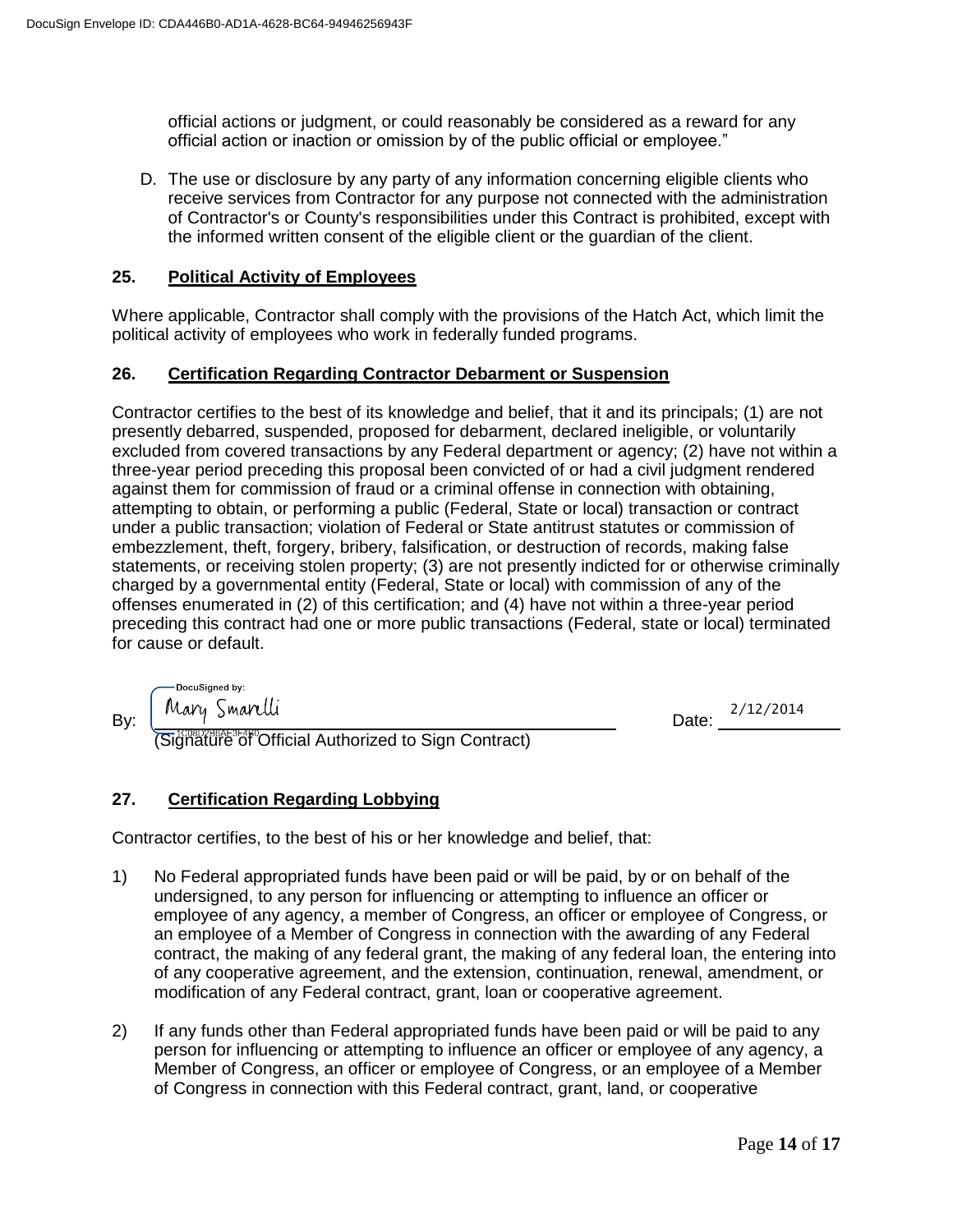official actions or judgment, or could reasonably be considered as a reward for any official action or inaction or omission by of the public official or employee."

D. The use or disclosure by any party of any information concerning eligible clients who receive services from Contractor for any purpose not connected with the administration of Contractor's or County's responsibilities under this Contract is prohibited, except with the informed written consent of the eligible client or the guardian of the client.

## 25. Political Activity of Employees

Where applicable, Contractor shall comply with the provisions of the Hatch Act, which limit the political activity of employees who work in federally funded programs.

## 26. Certification Regarding Contractor Debarment or Suspension

Contractor certifies to the best of its knowledge and belief, that it and its principals; (1) are not presently debarred, suspended, proposed for debarment, declared ineligible, or voluntarily excluded from covered transactions by any Federal department or agency; (2) have not within a three-year period preceding this proposal been convicted of or had a civil judgment rendered against them for commission of fraud or a criminal offense in connection with obtaining, attempting to obtain, or performing a public (Federal, State or local) transaction or contract under a public transaction; violation of Federal or State antitrust statutes or commission of embezzlement, theft, forgery, bribery, falsification, or destruction of records, making false statements, or receiving stolen property; (3) are not presently indicted for or otherwise criminally charged by a governmental entity (Federal, State or local) with commission of any of the offenses enumerated in (2) of this certification; and (4) have not within a three-year period preceding this contract had one or more public transactions (Federal, state or local) terminated for cause or default.

By: DocuSigned by: Mary Smarelli
(Signature of Official Authorized to Sign Contract)

Date: 2/12/2014

## 27. Certification Regarding Lobbying

Contractor certifies, to the best of his or her knowledge and belief, that:

1) No Federal appropriated funds have been paid or will be paid, by or on behalf of the undersigned, to any person for influencing or attempting to influence an officer or employee of any agency, a member of Congress, an officer or employee of Congress, or an employee of a Member of Congress in connection with the awarding of any Federal contract, the making of any federal grant, the making of any federal loan, the entering into of any cooperative agreement, and the extension, continuation, renewal, amendment, or modification of any Federal contract, grant, loan or cooperative agreement.

2) If any funds other than Federal appropriated funds have been paid or will be paid to any person for influencing or attempting to influence an officer or employee of any agency, a Member of Congress, an officer or employee of Congress, or an employee of a Member of Congress in connection with this Federal contract, grant, land, or cooperative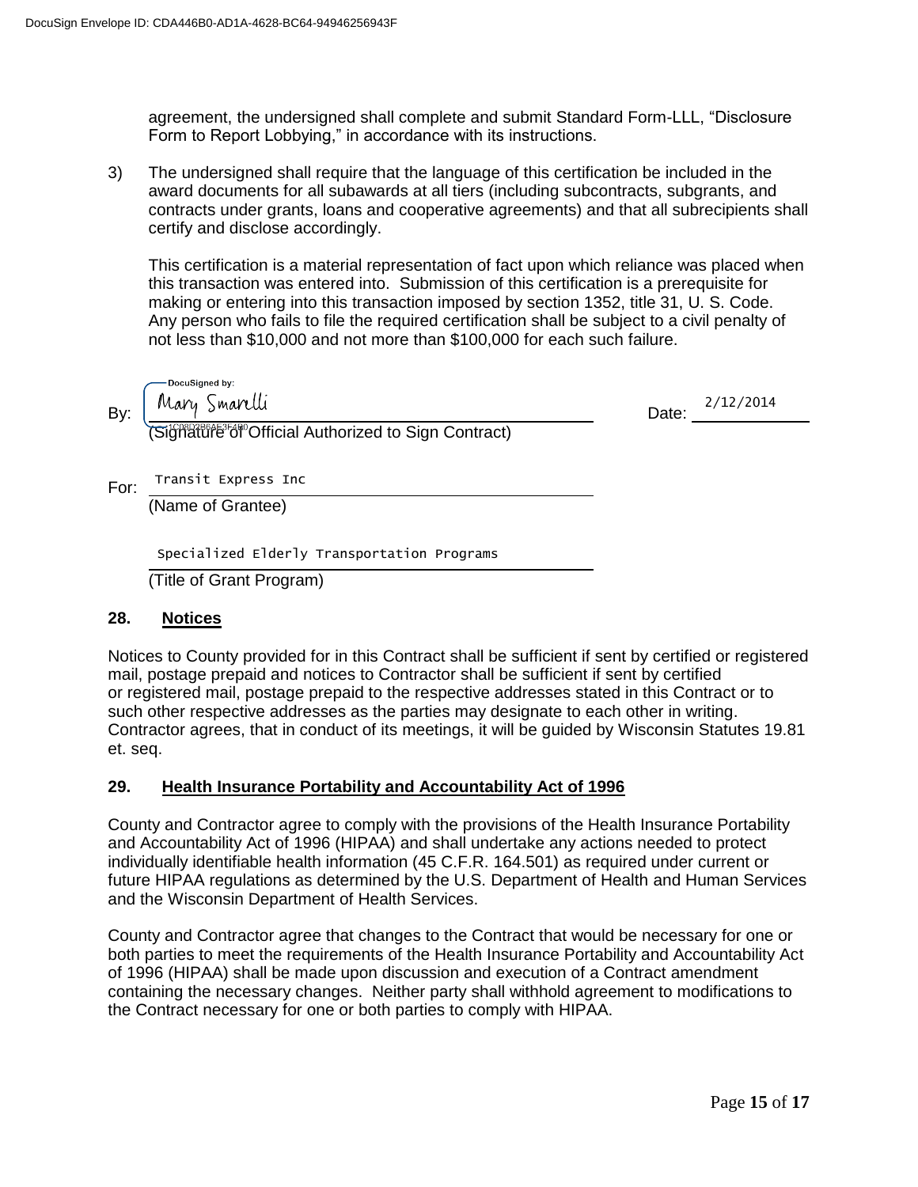agreement, the undersigned shall complete and submit Standard Form-LLL, "Disclosure Form to Report Lobbying," in accordance with its instructions.

3) The undersigned shall require that the language of this certification be included in the award documents for all subawards at all tiers (including subcontracts, subgrants, and contracts under grants, loans and cooperative agreements) and that all subrecipients shall certify and disclose accordingly.

This certification is a material representation of fact upon which reliance was placed when this transaction was entered into. Submission of this certification is a prerequisite for making or entering into this transaction imposed by section 1352, title 31, U. S. Code. Any person who fails to file the required certification shall be subject to a civil penalty of not less than $10,000 and not more than $100,000 for each such failure.

By: Mary Smarelli  Date: 2/12/2014
(Signature of Official Authorized to Sign Contract)

For: Transit Express Inc
(Name of Grantee)

Specialized Elderly Transportation Programs
(Title of Grant Program)

## 28. Notices

Notices to County provided for in this Contract shall be sufficient if sent by certified or registered mail, postage prepaid and notices to Contractor shall be sufficient if sent by certified or registered mail, postage prepaid to the respective addresses stated in this Contract or to such other respective addresses as the parties may designate to each other in writing. Contractor agrees, that in conduct of its meetings, it will be guided by Wisconsin Statutes 19.81 et. seq.

## 29. Health Insurance Portability and Accountability Act of 1996

County and Contractor agree to comply with the provisions of the Health Insurance Portability and Accountability Act of 1996 (HIPAA) and shall undertake any actions needed to protect individually identifiable health information (45 C.F.R. 164.501) as required under current or future HIPAA regulations as determined by the U.S. Department of Health and Human Services and the Wisconsin Department of Health Services.

County and Contractor agree that changes to the Contract that would be necessary for one or both parties to meet the requirements of the Health Insurance Portability and Accountability Act of 1996 (HIPAA) shall be made upon discussion and execution of a Contract amendment containing the necessary changes. Neither party shall withhold agreement to modifications to the Contract necessary for one or both parties to comply with HIPAA.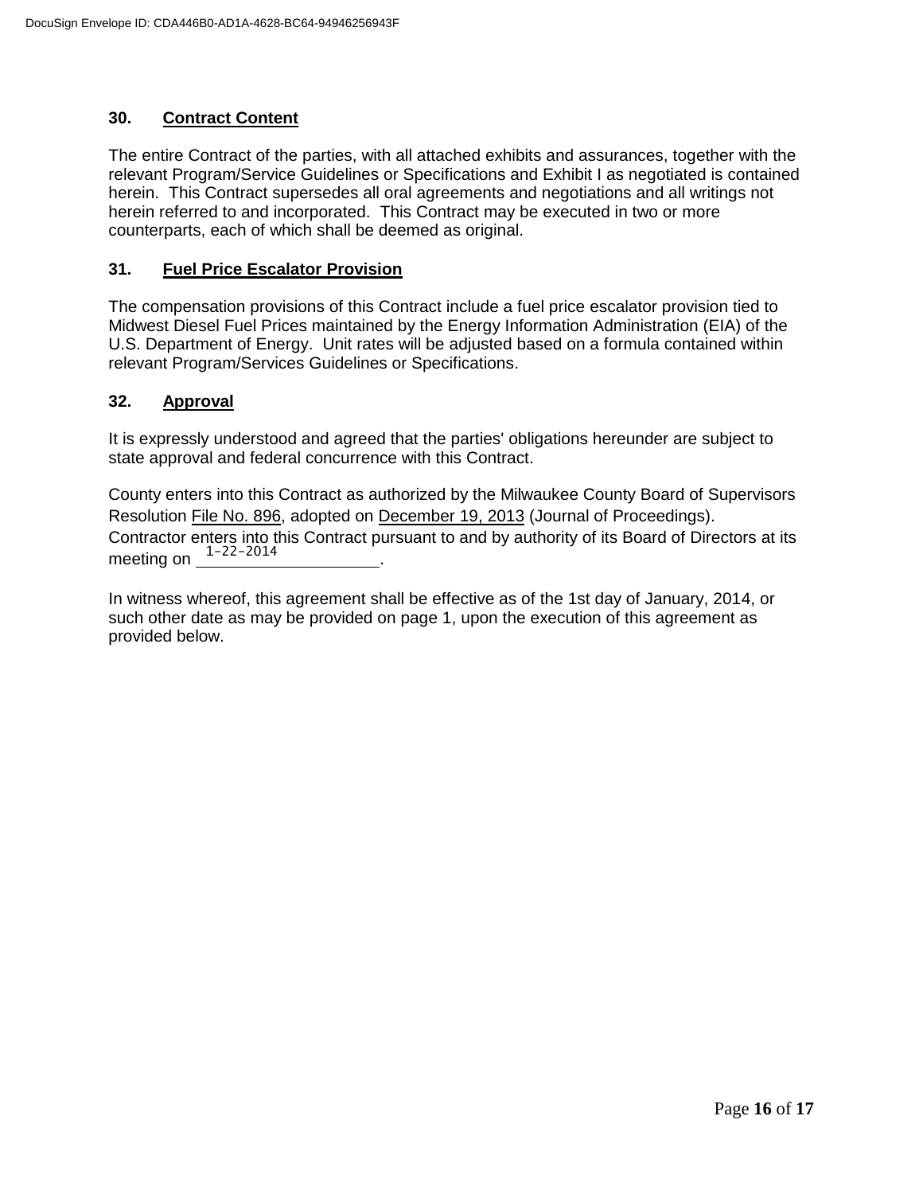### 30. Contract Content

The entire Contract of the parties, with all attached exhibits and assurances, together with the relevant Program/Service Guidelines or Specifications and Exhibit I as negotiated is contained herein. This Contract supersedes all oral agreements and negotiations and all writings not herein referred to and incorporated. This Contract may be executed in two or more counterparts, each of which shall be deemed as original.

### 31. Fuel Price Escalator Provision

The compensation provisions of this Contract include a fuel price escalator provision tied to Midwest Diesel Fuel Prices maintained by the Energy Information Administration (EIA) of the U.S. Department of Energy. Unit rates will be adjusted based on a formula contained within relevant Program/Services Guidelines or Specifications.

### 32. Approval

It is expressly understood and agreed that the parties' obligations hereunder are subject to state approval and federal concurrence with this Contract.

County enters into this Contract as authorized by the Milwaukee County Board of Supervisors Resolution File No. 896, adopted on December 19, 2013 (Journal of Proceedings). Contractor enters into this Contract pursuant to and by authority of its Board of Directors at its meeting on 1-22-2014.

In witness whereof, this agreement shall be effective as of the 1st day of January, 2014, or such other date as may be provided on page 1, upon the execution of this agreement as provided below.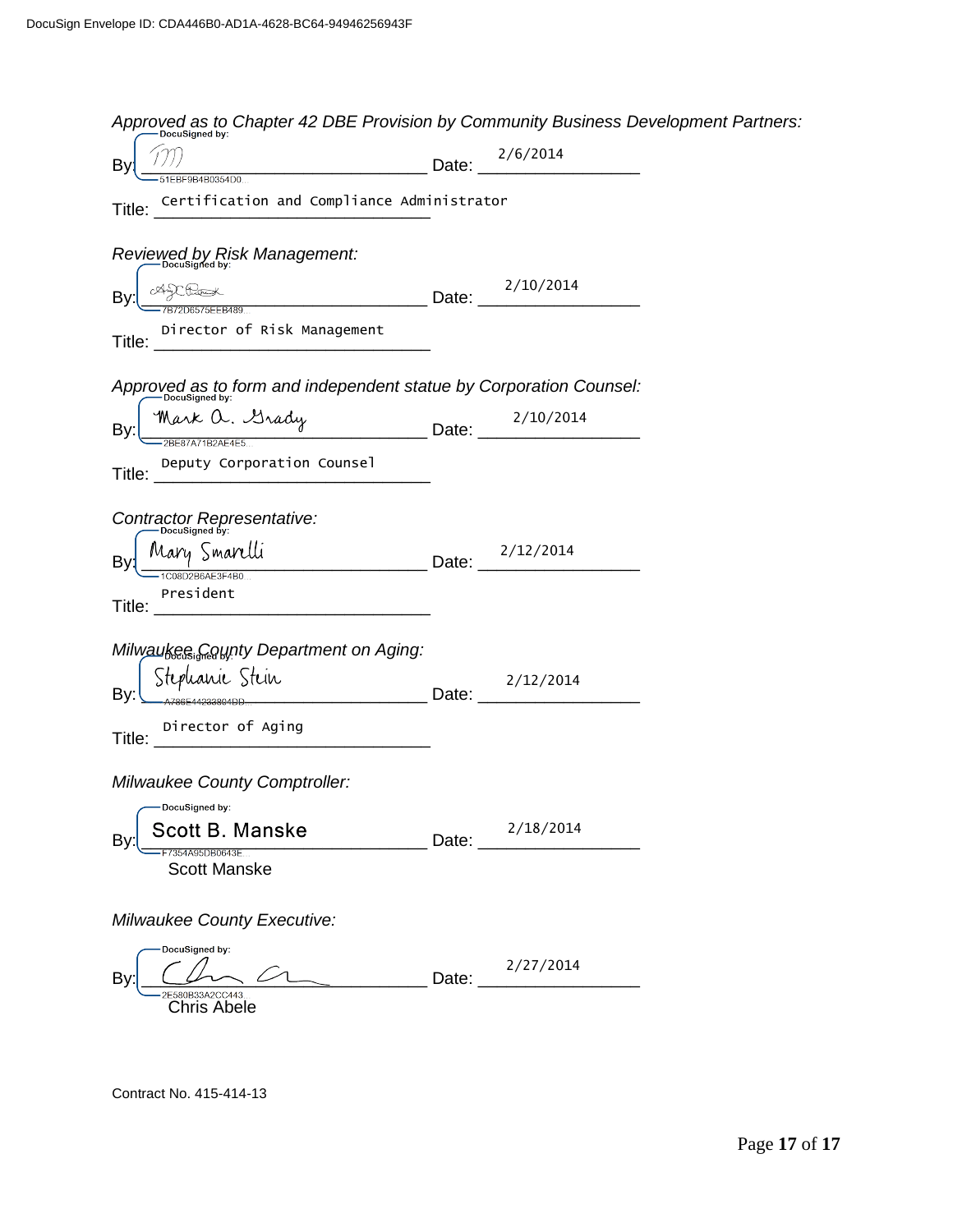DocuSign Envelope ID: CDA446B0-AD1A-4628-BC64-94946256943F

*Approved as to Chapter 42 DBE Provision by Community Business Development Partners:*

By: ______________________________ Date: 2/6/2014

Title: Certification and Compliance Administrator

*Reviewed by Risk Management:*

By: ______________________________ Date: 2/10/2014

Title: Director of Risk Management

*Approved as to form and independent statue by Corporation Counsel:*

By: Mark A. Grady Date: 2/10/2014

Title: Deputy Corporation Counsel

*Contractor Representative:*

By: Mary Smarelli Date: 2/12/2014

Title: President

*Milwaukee County Department on Aging:*

By: Stephanie Stein Date: 2/12/2014

Title: Director of Aging

*Milwaukee County Comptroller:*

By: Scott B. Manske Date: 2/18/2014

Scott Manske

*Milwaukee County Executive:*

By: ______________________________ Date: 2/27/2014

Chris Abele

Contract No. 415-414-13